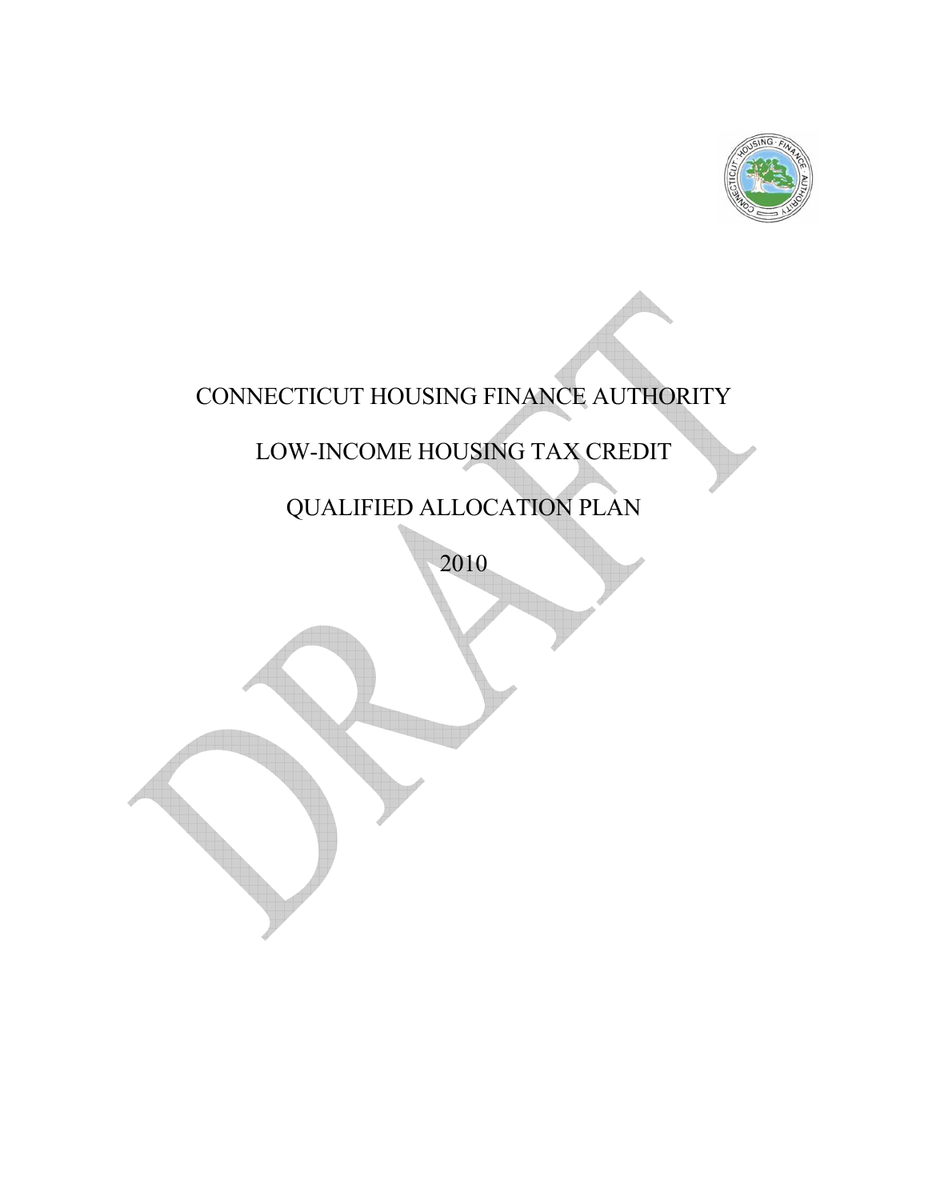# CONNECTICUT HOUSING FINANCE AUTHORITY

# LOW-INCOME HOUSING TAX CREDIT

# QUALIFIED ALLOCATION PLAN

# 2010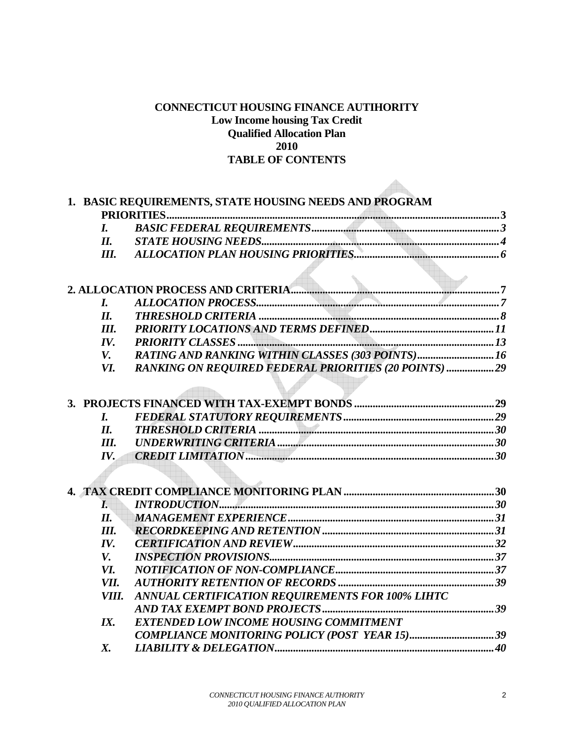**CONNECTICUT HOUSING FINANCE AUTIHORITY**
**Low Income housing Tax Credit**
**Qualified Allocation Plan**
**2010**
**TABLE OF CONTENTS**

**1. BASIC REQUIREMENTS, STATE HOUSING NEEDS AND PROGRAM PRIORITIES** ........ 3
- ***I. BASIC FEDERAL REQUIREMENTS*** ........ 3
- ***II. STATE HOUSING NEEDS*** ........ 4
- ***III. ALLOCATION PLAN HOUSING PRIORITIES*** ........ 6

**2. ALLOCATION PROCESS AND CRITERIA** ........ 7
- ***I. ALLOCATION PROCESS*** ........ 7
- ***II. THRESHOLD CRITERIA*** ........ 8
- ***III. PRIORITY LOCATIONS AND TERMS DEFINED*** ........ 11
- ***IV. PRIORITY CLASSES*** ........ 13
- ***V. RATING AND RANKING WITHIN CLASSES (303 POINTS)*** ........ 16
- ***VI. RANKING ON REQUIRED FEDERAL PRIORITIES (20 POINTS)*** ........ 29

**3. PROJECTS FINANCED WITH TAX-EXEMPT BONDS** ........ 29
- ***I. FEDERAL STATUTORY REQUIREMENTS*** ........ 29
- ***II. THRESHOLD CRITERIA*** ........ 30
- ***III. UNDERWRITING CRITERIA*** ........ 30
- ***IV. CREDIT LIMITATION*** ........ 30

**4. TAX CREDIT COMPLIANCE MONITORING PLAN** ........ 30
- ***I. INTRODUCTION*** ........ 30
- ***II. MANAGEMENT EXPERIENCE*** ........ 31
- ***III. RECORDKEEPING AND RETENTION*** ........ 31
- ***IV. CERTIFICATION AND REVIEW*** ........ 32
- ***V. INSPECTION PROVISIONS*** ........ 37
- ***VI. NOTIFICATION OF NON-COMPLIANCE*** ........ 37
- ***VII. AUTHORITY RETENTION OF RECORDS*** ........ 39
- ***VIII. ANNUAL CERTIFICATION REQUIREMENTS FOR 100% LIHTC AND TAX EXEMPT BOND PROJECTS*** ........ 39
- ***IX. EXTENDED LOW INCOME HOUSING COMMITMENT COMPLIANCE MONITORING POLICY (POST YEAR 15)*** ........ 39
- ***X. LIABILITY & DELEGATION*** ........ 40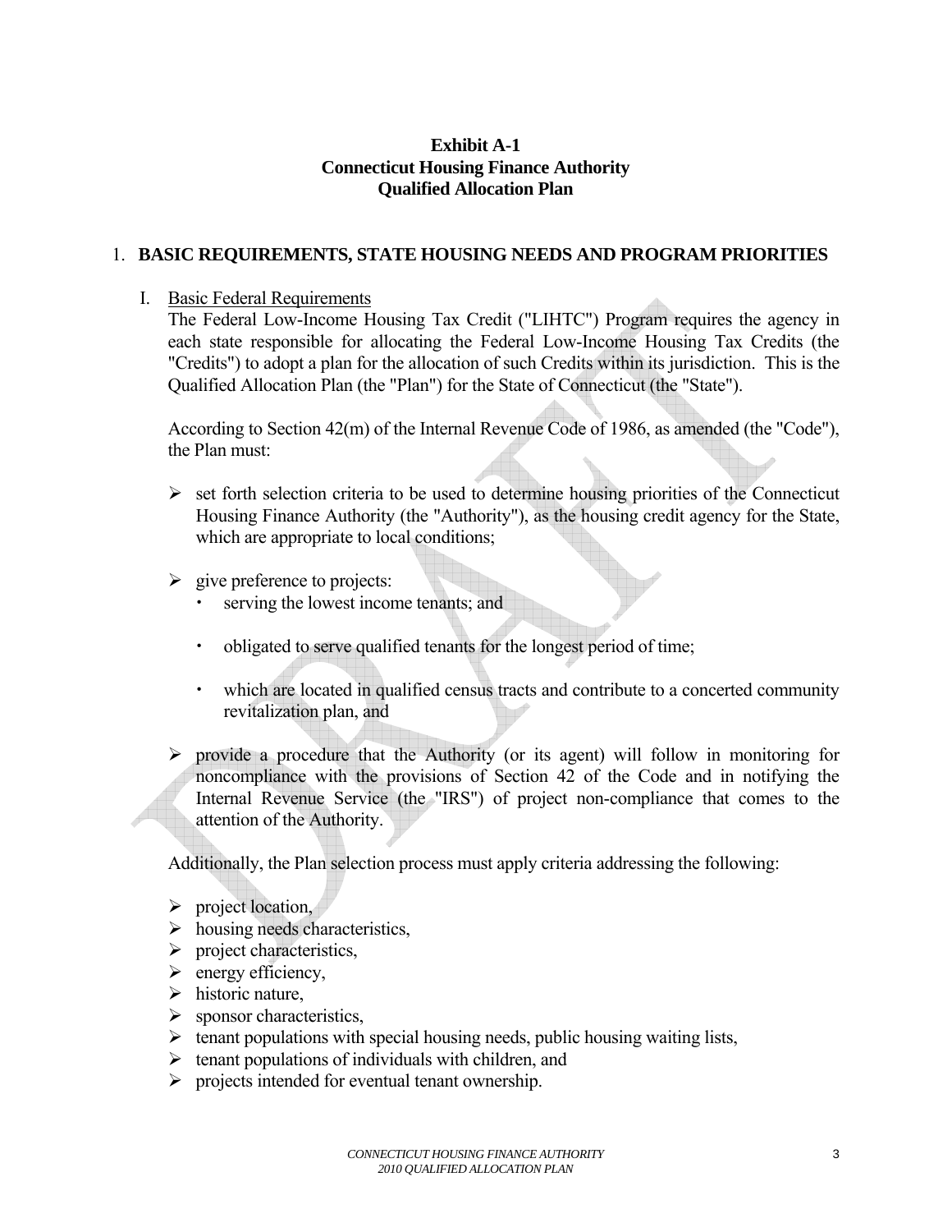**Exhibit A-1**
**Connecticut Housing Finance Authority**
**Qualified Allocation Plan**

## 1. BASIC REQUIREMENTS, STATE HOUSING NEEDS AND PROGRAM PRIORITIES

I. Basic Federal Requirements

The Federal Low-Income Housing Tax Credit ("LIHTC") Program requires the agency in each state responsible for allocating the Federal Low-Income Housing Tax Credits (the "Credits") to adopt a plan for the allocation of such Credits within its jurisdiction. This is the Qualified Allocation Plan (the "Plan") for the State of Connecticut (the "State").

According to Section 42(m) of the Internal Revenue Code of 1986, as amended (the "Code"), the Plan must:

- set forth selection criteria to be used to determine housing priorities of the Connecticut Housing Finance Authority (the "Authority"), as the housing credit agency for the State, which are appropriate to local conditions;
- give preference to projects:
  - serving the lowest income tenants; and
  - obligated to serve qualified tenants for the longest period of time;
  - which are located in qualified census tracts and contribute to a concerted community revitalization plan, and
- provide a procedure that the Authority (or its agent) will follow in monitoring for noncompliance with the provisions of Section 42 of the Code and in notifying the Internal Revenue Service (the "IRS") of project non-compliance that comes to the attention of the Authority.

Additionally, the Plan selection process must apply criteria addressing the following:

- project location,
- housing needs characteristics,
- project characteristics,
- energy efficiency,
- historic nature,
- sponsor characteristics,
- tenant populations with special housing needs, public housing waiting lists,
- tenant populations of individuals with children, and
- projects intended for eventual tenant ownership.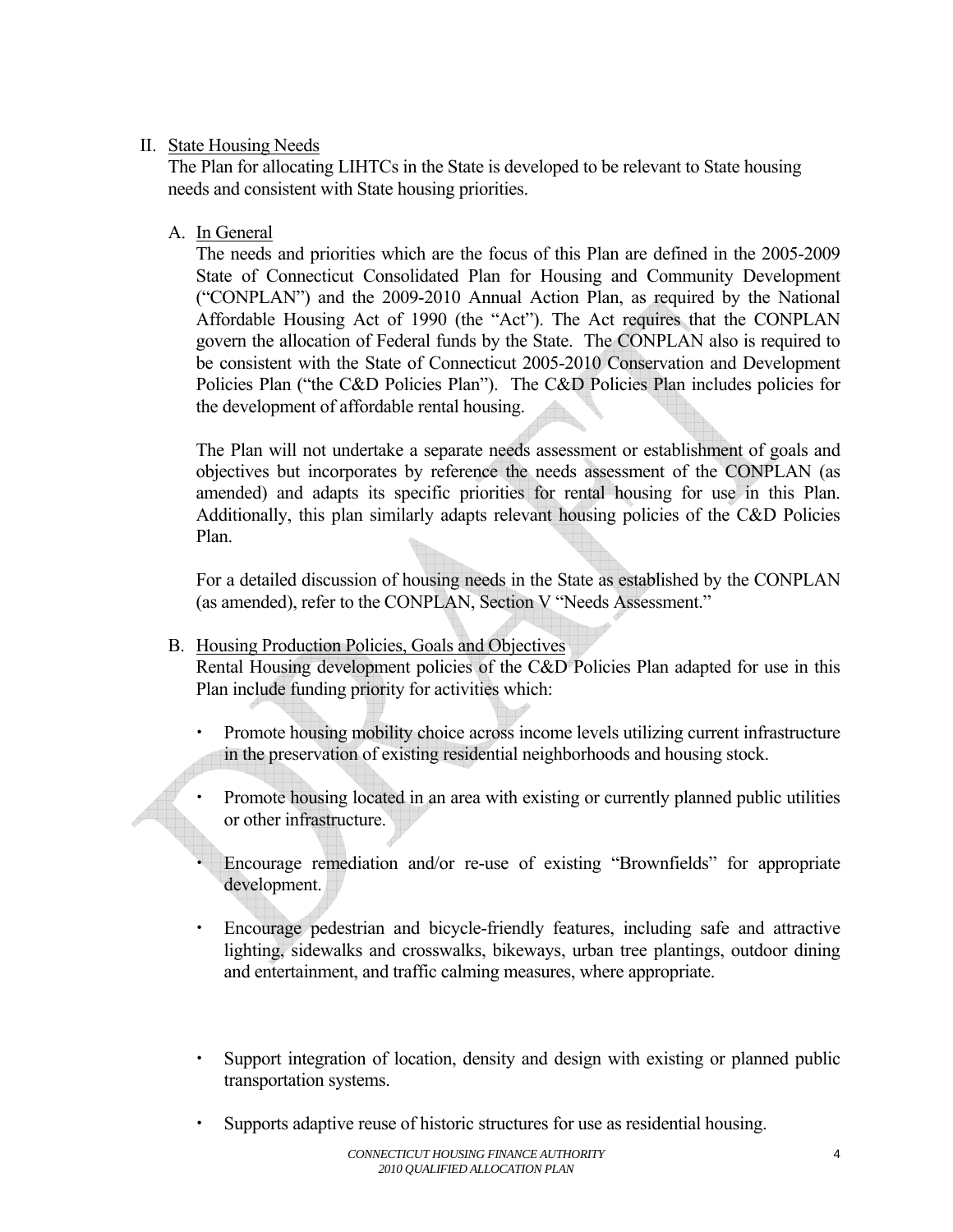## II. State Housing Needs

The Plan for allocating LIHTCs in the State is developed to be relevant to State housing needs and consistent with State housing priorities.

### A. In General

The needs and priorities which are the focus of this Plan are defined in the 2005-2009 State of Connecticut Consolidated Plan for Housing and Community Development ("CONPLAN") and the 2009-2010 Annual Action Plan, as required by the National Affordable Housing Act of 1990 (the "Act"). The Act requires that the CONPLAN govern the allocation of Federal funds by the State. The CONPLAN also is required to be consistent with the State of Connecticut 2005-2010 Conservation and Development Policies Plan ("the C&D Policies Plan"). The C&D Policies Plan includes policies for the development of affordable rental housing.

The Plan will not undertake a separate needs assessment or establishment of goals and objectives but incorporates by reference the needs assessment of the CONPLAN (as amended) and adapts its specific priorities for rental housing for use in this Plan. Additionally, this plan similarly adapts relevant housing policies of the C&D Policies Plan.

For a detailed discussion of housing needs in the State as established by the CONPLAN (as amended), refer to the CONPLAN, Section V "Needs Assessment."

### B. Housing Production Policies, Goals and Objectives

Rental Housing development policies of the C&D Policies Plan adapted for use in this Plan include funding priority for activities which:

- Promote housing mobility choice across income levels utilizing current infrastructure in the preservation of existing residential neighborhoods and housing stock.
- Promote housing located in an area with existing or currently planned public utilities or other infrastructure.
- Encourage remediation and/or re-use of existing "Brownfields" for appropriate development.
- Encourage pedestrian and bicycle-friendly features, including safe and attractive lighting, sidewalks and crosswalks, bikeways, urban tree plantings, outdoor dining and entertainment, and traffic calming measures, where appropriate.
- Support integration of location, density and design with existing or planned public transportation systems.
- Supports adaptive reuse of historic structures for use as residential housing.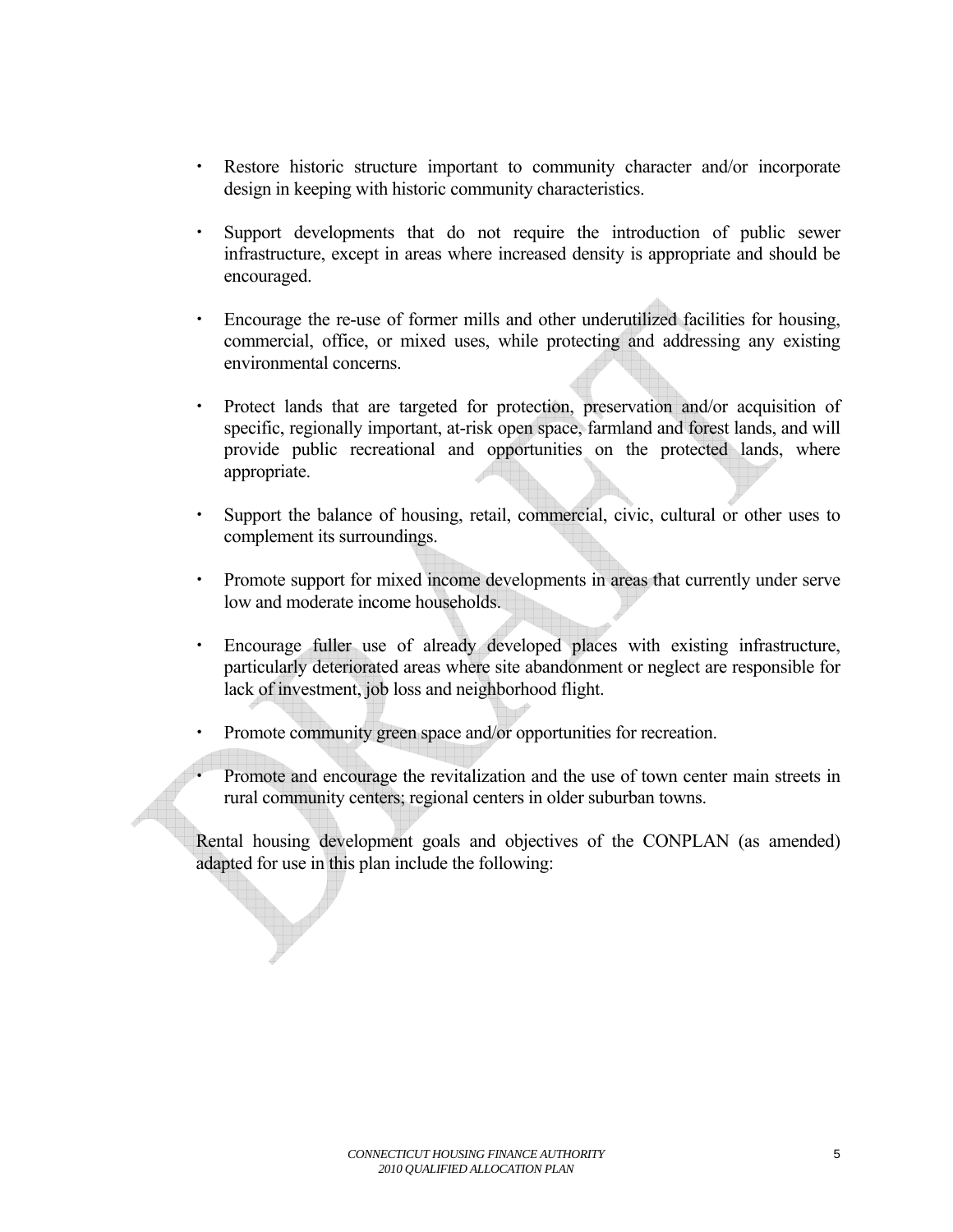- Restore historic structure important to community character and/or incorporate design in keeping with historic community characteristics.

- Support developments that do not require the introduction of public sewer infrastructure, except in areas where increased density is appropriate and should be encouraged.

- Encourage the re-use of former mills and other underutilized facilities for housing, commercial, office, or mixed uses, while protecting and addressing any existing environmental concerns.

- Protect lands that are targeted for protection, preservation and/or acquisition of specific, regionally important, at-risk open space, farmland and forest lands, and will provide public recreational and opportunities on the protected lands, where appropriate.

- Support the balance of housing, retail, commercial, civic, cultural or other uses to complement its surroundings.

- Promote support for mixed income developments in areas that currently under serve low and moderate income households.

- Encourage fuller use of already developed places with existing infrastructure, particularly deteriorated areas where site abandonment or neglect are responsible for lack of investment, job loss and neighborhood flight.

- Promote community green space and/or opportunities for recreation.

- Promote and encourage the revitalization and the use of town center main streets in rural community centers; regional centers in older suburban towns.

Rental housing development goals and objectives of the CONPLAN (as amended) adapted for use in this plan include the following: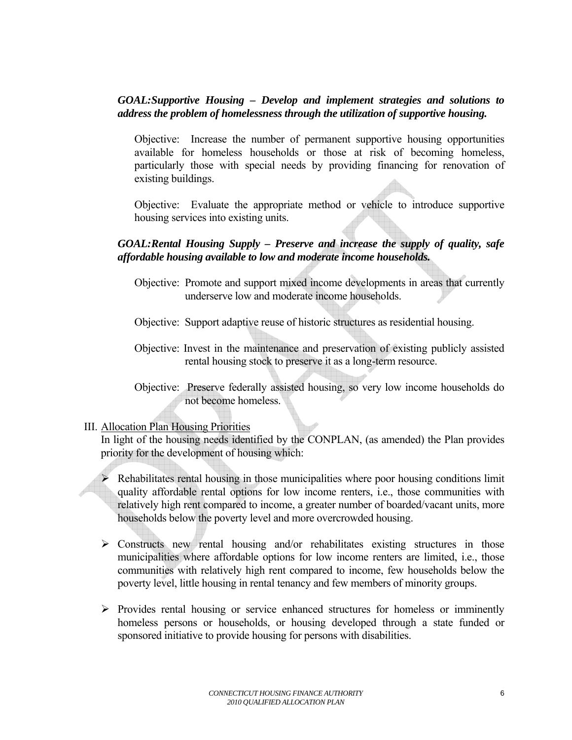***GOAL:Supportive Housing – Develop and implement strategies and solutions to address the problem of homelessness through the utilization of supportive housing.***

Objective: Increase the number of permanent supportive housing opportunities available for homeless households or those at risk of becoming homeless, particularly those with special needs by providing financing for renovation of existing buildings.

Objective: Evaluate the appropriate method or vehicle to introduce supportive housing services into existing units.

***GOAL:Rental Housing Supply – Preserve and increase the supply of quality, safe affordable housing available to low and moderate income households.***

Objective: Promote and support mixed income developments in areas that currently underserve low and moderate income households.

Objective: Support adaptive reuse of historic structures as residential housing.

Objective: Invest in the maintenance and preservation of existing publicly assisted rental housing stock to preserve it as a long-term resource.

Objective: Preserve federally assisted housing, so very low income households do not become homeless.

III. Allocation Plan Housing Priorities

In light of the housing needs identified by the CONPLAN, (as amended) the Plan provides priority for the development of housing which:

- Rehabilitates rental housing in those municipalities where poor housing conditions limit quality affordable rental options for low income renters, i.e., those communities with relatively high rent compared to income, a greater number of boarded/vacant units, more households below the poverty level and more overcrowded housing.
- Constructs new rental housing and/or rehabilitates existing structures in those municipalities where affordable options for low income renters are limited, i.e., those communities with relatively high rent compared to income, few households below the poverty level, little housing in rental tenancy and few members of minority groups.
- Provides rental housing or service enhanced structures for homeless or imminently homeless persons or households, or housing developed through a state funded or sponsored initiative to provide housing for persons with disabilities.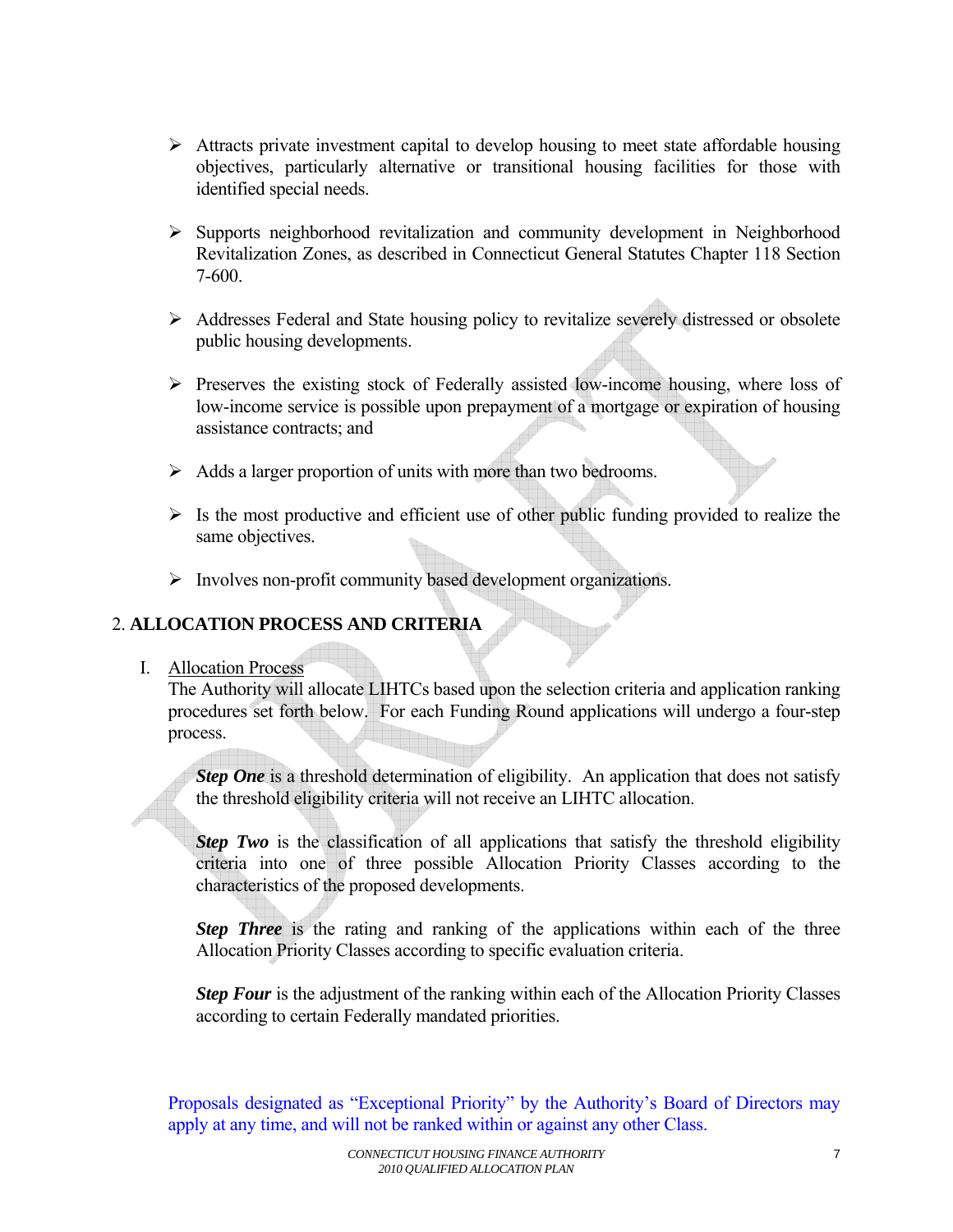- Attracts private investment capital to develop housing to meet state affordable housing objectives, particularly alternative or transitional housing facilities for those with identified special needs.

- Supports neighborhood revitalization and community development in Neighborhood Revitalization Zones, as described in Connecticut General Statutes Chapter 118 Section 7-600.

- Addresses Federal and State housing policy to revitalize severely distressed or obsolete public housing developments.

- Preserves the existing stock of Federally assisted low-income housing, where loss of low-income service is possible upon prepayment of a mortgage or expiration of housing assistance contracts; and

- Adds a larger proportion of units with more than two bedrooms.

- Is the most productive and efficient use of other public funding provided to realize the same objectives.

- Involves non-profit community based development organizations.

## 2. ALLOCATION PROCESS AND CRITERIA

I. Allocation Process

The Authority will allocate LIHTCs based upon the selection criteria and application ranking procedures set forth below. For each Funding Round applications will undergo a four-step process.

***Step One*** is a threshold determination of eligibility. An application that does not satisfy the threshold eligibility criteria will not receive an LIHTC allocation.

***Step Two*** is the classification of all applications that satisfy the threshold eligibility criteria into one of three possible Allocation Priority Classes according to the characteristics of the proposed developments.

***Step Three*** is the rating and ranking of the applications within each of the three Allocation Priority Classes according to specific evaluation criteria.

***Step Four*** is the adjustment of the ranking within each of the Allocation Priority Classes according to certain Federally mandated priorities.

Proposals designated as "Exceptional Priority" by the Authority's Board of Directors may apply at any time, and will not be ranked within or against any other Class.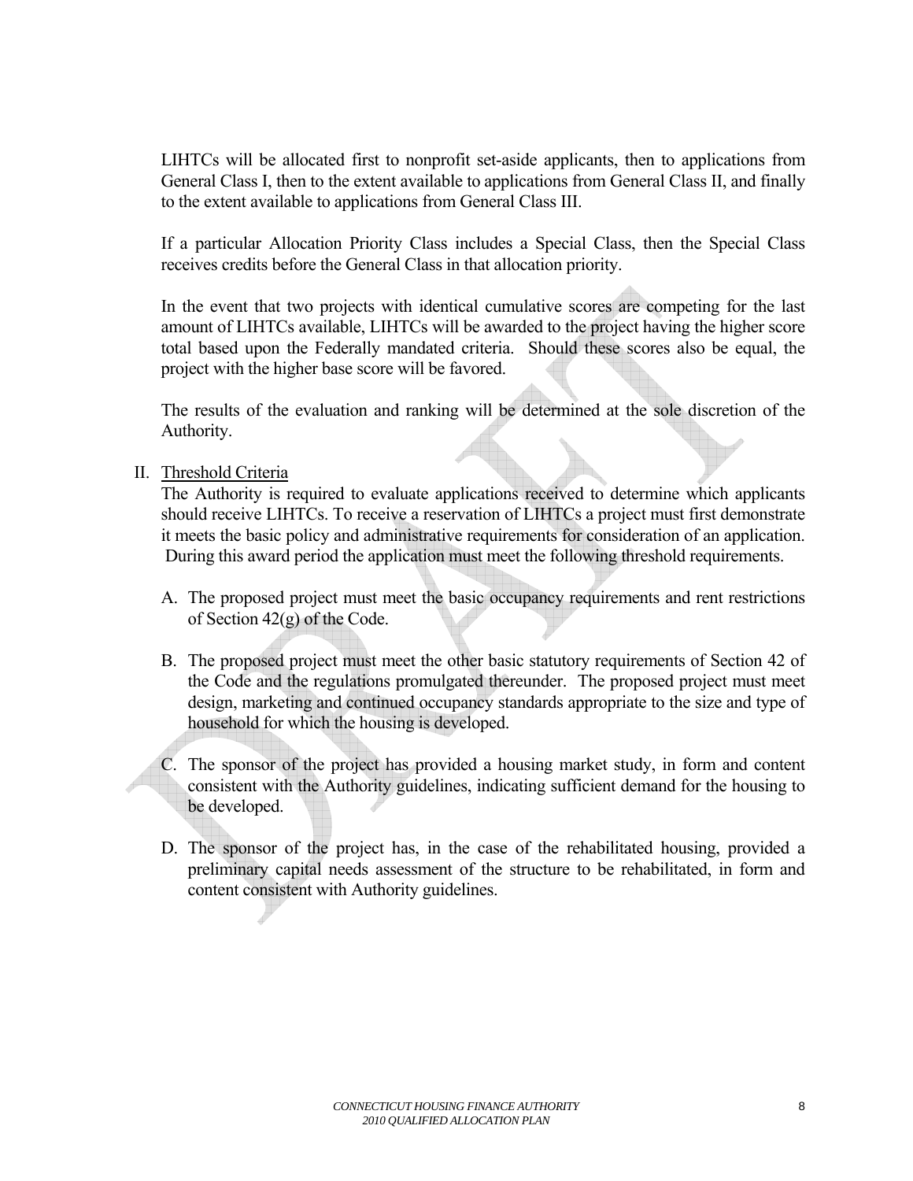LIHTCs will be allocated first to nonprofit set-aside applicants, then to applications from General Class I, then to the extent available to applications from General Class II, and finally to the extent available to applications from General Class III.

If a particular Allocation Priority Class includes a Special Class, then the Special Class receives credits before the General Class in that allocation priority.

In the event that two projects with identical cumulative scores are competing for the last amount of LIHTCs available, LIHTCs will be awarded to the project having the higher score total based upon the Federally mandated criteria. Should these scores also be equal, the project with the higher base score will be favored.

The results of the evaluation and ranking will be determined at the sole discretion of the Authority.

II. Threshold Criteria

The Authority is required to evaluate applications received to determine which applicants should receive LIHTCs. To receive a reservation of LIHTCs a project must first demonstrate it meets the basic policy and administrative requirements for consideration of an application. During this award period the application must meet the following threshold requirements.

A. The proposed project must meet the basic occupancy requirements and rent restrictions of Section 42(g) of the Code.

B. The proposed project must meet the other basic statutory requirements of Section 42 of the Code and the regulations promulgated thereunder. The proposed project must meet design, marketing and continued occupancy standards appropriate to the size and type of household for which the housing is developed.

C. The sponsor of the project has provided a housing market study, in form and content consistent with the Authority guidelines, indicating sufficient demand for the housing to be developed.

D. The sponsor of the project has, in the case of the rehabilitated housing, provided a preliminary capital needs assessment of the structure to be rehabilitated, in form and content consistent with Authority guidelines.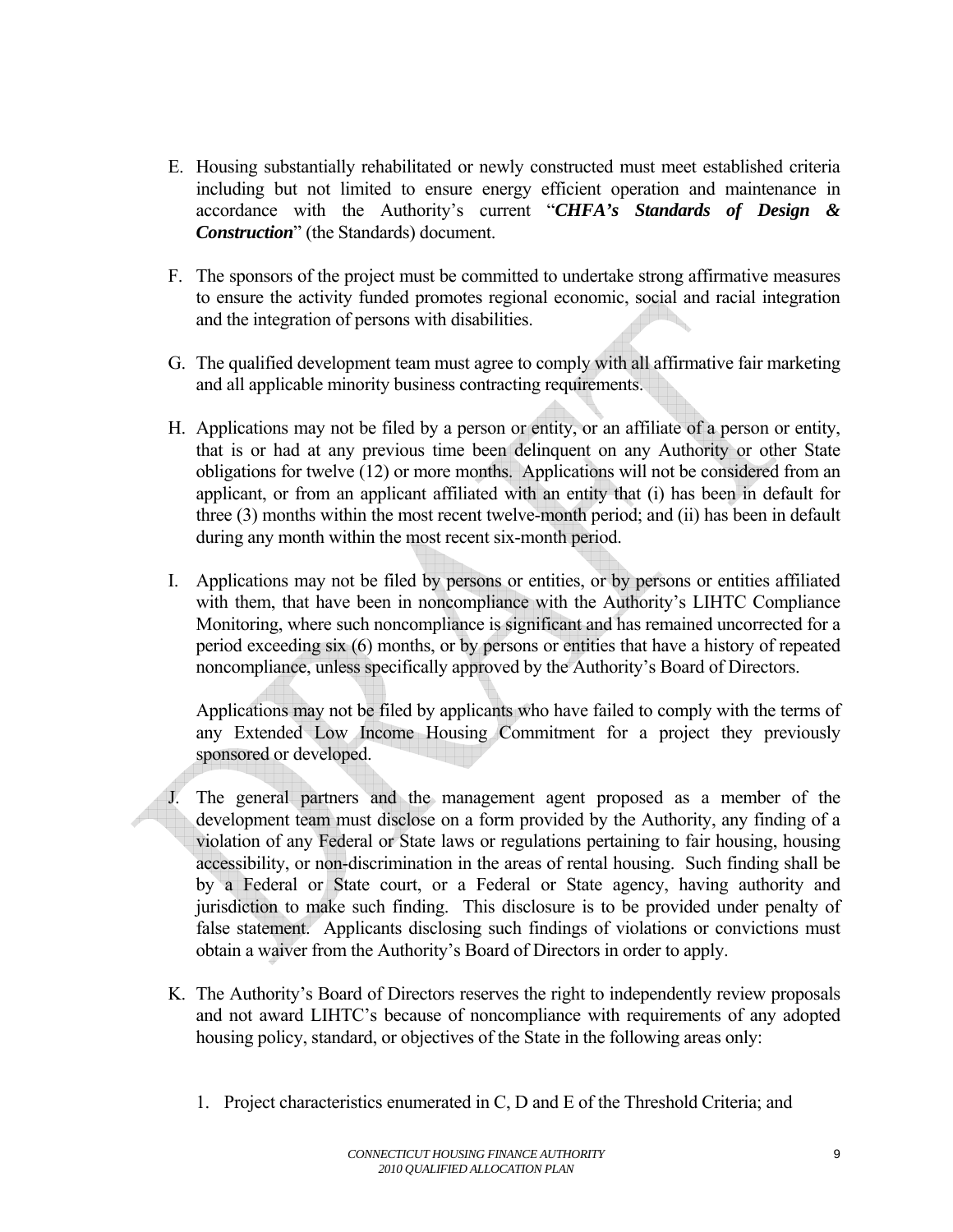E. Housing substantially rehabilitated or newly constructed must meet established criteria including but not limited to ensure energy efficient operation and maintenance in accordance with the Authority's current "***CHFA's Standards of Design & Construction***" (the Standards) document.

F. The sponsors of the project must be committed to undertake strong affirmative measures to ensure the activity funded promotes regional economic, social and racial integration and the integration of persons with disabilities.

G. The qualified development team must agree to comply with all affirmative fair marketing and all applicable minority business contracting requirements.

H. Applications may not be filed by a person or entity, or an affiliate of a person or entity, that is or had at any previous time been delinquent on any Authority or other State obligations for twelve (12) or more months. Applications will not be considered from an applicant, or from an applicant affiliated with an entity that (i) has been in default for three (3) months within the most recent twelve-month period; and (ii) has been in default during any month within the most recent six-month period.

I. Applications may not be filed by persons or entities, or by persons or entities affiliated with them, that have been in noncompliance with the Authority's LIHTC Compliance Monitoring, where such noncompliance is significant and has remained uncorrected for a period exceeding six (6) months, or by persons or entities that have a history of repeated noncompliance, unless specifically approved by the Authority's Board of Directors.

   Applications may not be filed by applicants who have failed to comply with the terms of any Extended Low Income Housing Commitment for a project they previously sponsored or developed.

J. The general partners and the management agent proposed as a member of the development team must disclose on a form provided by the Authority, any finding of a violation of any Federal or State laws or regulations pertaining to fair housing, housing accessibility, or non-discrimination in the areas of rental housing. Such finding shall be by a Federal or State court, or a Federal or State agency, having authority and jurisdiction to make such finding. This disclosure is to be provided under penalty of false statement. Applicants disclosing such findings of violations or convictions must obtain a waiver from the Authority's Board of Directors in order to apply.

K. The Authority's Board of Directors reserves the right to independently review proposals and not award LIHTC's because of noncompliance with requirements of any adopted housing policy, standard, or objectives of the State in the following areas only:

   1. Project characteristics enumerated in C, D and E of the Threshold Criteria; and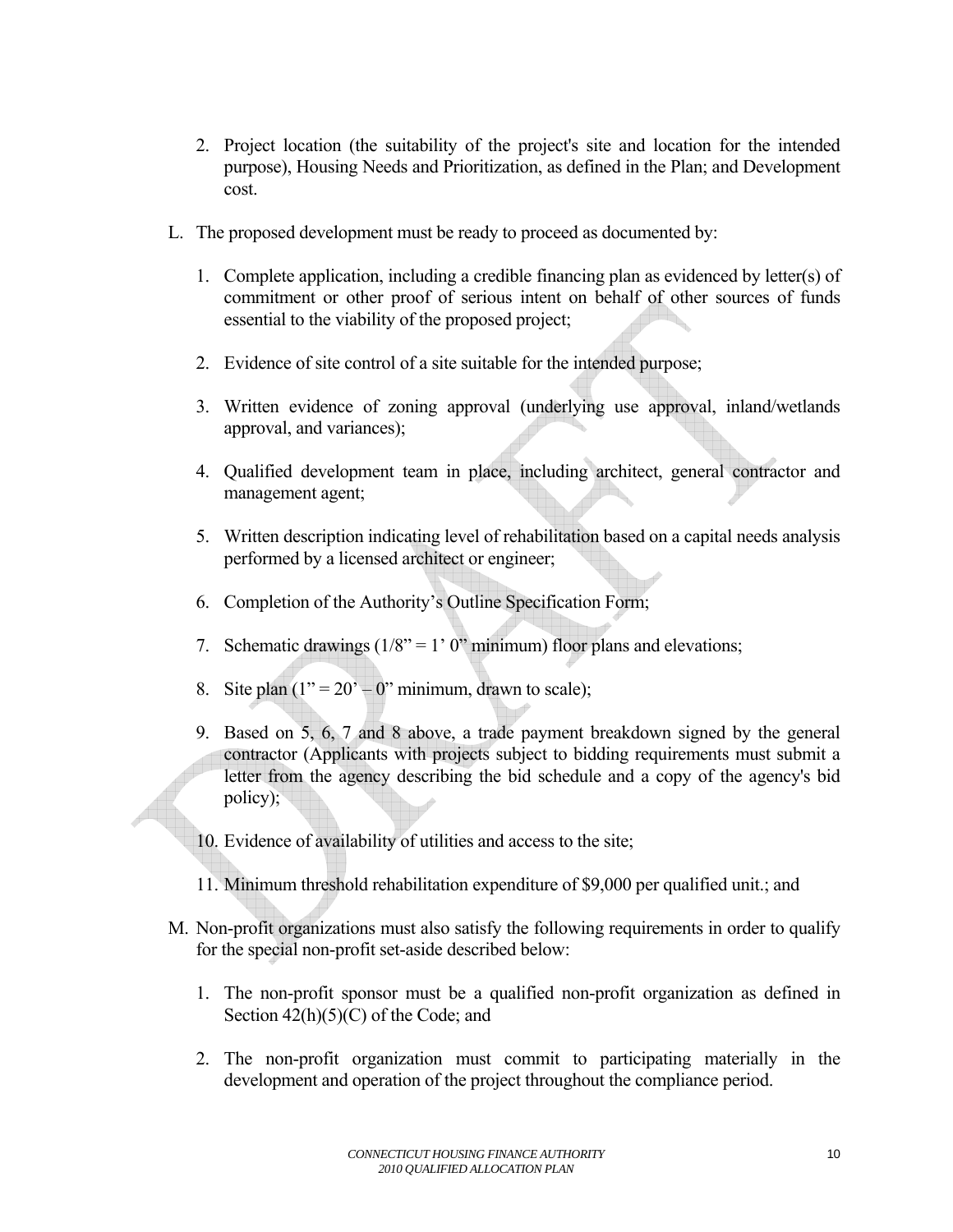2. Project location (the suitability of the project's site and location for the intended purpose), Housing Needs and Prioritization, as defined in the Plan; and Development cost.

L. The proposed development must be ready to proceed as documented by:

   1. Complete application, including a credible financing plan as evidenced by letter(s) of commitment or other proof of serious intent on behalf of other sources of funds essential to the viability of the proposed project;

   2. Evidence of site control of a site suitable for the intended purpose;

   3. Written evidence of zoning approval (underlying use approval, inland/wetlands approval, and variances);

   4. Qualified development team in place, including architect, general contractor and management agent;

   5. Written description indicating level of rehabilitation based on a capital needs analysis performed by a licensed architect or engineer;

   6. Completion of the Authority's Outline Specification Form;

   7. Schematic drawings (1/8" = 1' 0" minimum) floor plans and elevations;

   8. Site plan (1" = 20' – 0" minimum, drawn to scale);

   9. Based on 5, 6, 7 and 8 above, a trade payment breakdown signed by the general contractor (Applicants with projects subject to bidding requirements must submit a letter from the agency describing the bid schedule and a copy of the agency's bid policy);

   10. Evidence of availability of utilities and access to the site;

   11. Minimum threshold rehabilitation expenditure of $9,000 per qualified unit.; and

M. Non-profit organizations must also satisfy the following requirements in order to qualify for the special non-profit set-aside described below:

   1. The non-profit sponsor must be a qualified non-profit organization as defined in Section 42(h)(5)(C) of the Code; and

   2. The non-profit organization must commit to participating materially in the development and operation of the project throughout the compliance period.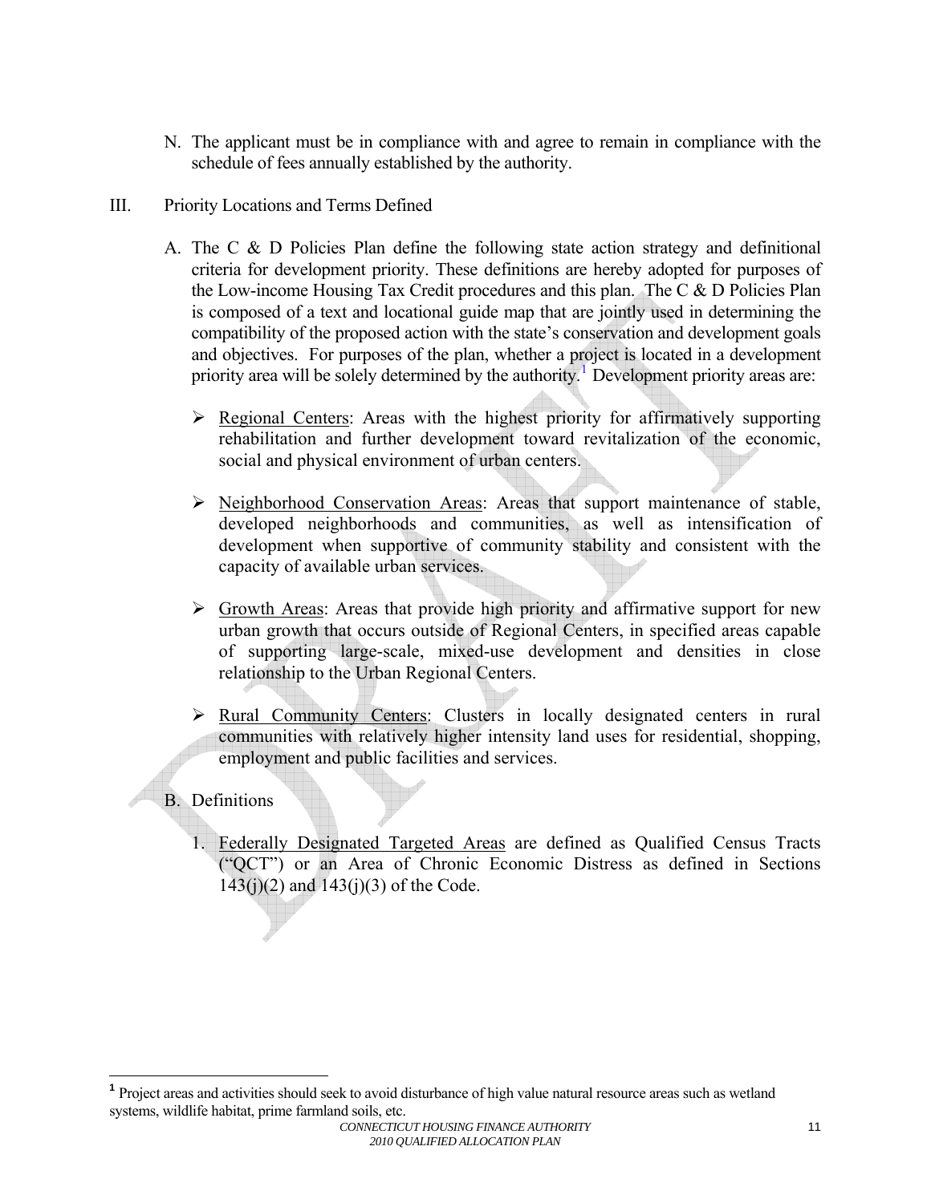N. The applicant must be in compliance with and agree to remain in compliance with the schedule of fees annually established by the authority.

III. Priority Locations and Terms Defined

A. The C & D Policies Plan define the following state action strategy and definitional criteria for development priority. These definitions are hereby adopted for purposes of the Low-income Housing Tax Credit procedures and this plan. The C & D Policies Plan is composed of a text and locational guide map that are jointly used in determining the compatibility of the proposed action with the state's conservation and development goals and objectives. For purposes of the plan, whether a project is located in a development priority area will be solely determined by the authority.[1] Development priority areas are:

- Regional Centers: Areas with the highest priority for affirmatively supporting rehabilitation and further development toward revitalization of the economic, social and physical environment of urban centers.
- Neighborhood Conservation Areas: Areas that support maintenance of stable, developed neighborhoods and communities, as well as intensification of development when supportive of community stability and consistent with the capacity of available urban services.
- Growth Areas: Areas that provide high priority and affirmative support for new urban growth that occurs outside of Regional Centers, in specified areas capable of supporting large-scale, mixed-use development and densities in close relationship to the Urban Regional Centers.
- Rural Community Centers: Clusters in locally designated centers in rural communities with relatively higher intensity land uses for residential, shopping, employment and public facilities and services.

B. Definitions

1. Federally Designated Targeted Areas are defined as Qualified Census Tracts ("QCT") or an Area of Chronic Economic Distress as defined in Sections 143(j)(2) and 143(j)(3) of the Code.

---

[1] Project areas and activities should seek to avoid disturbance of high value natural resource areas such as wetland systems, wildlife habitat, prime farmland soils, etc.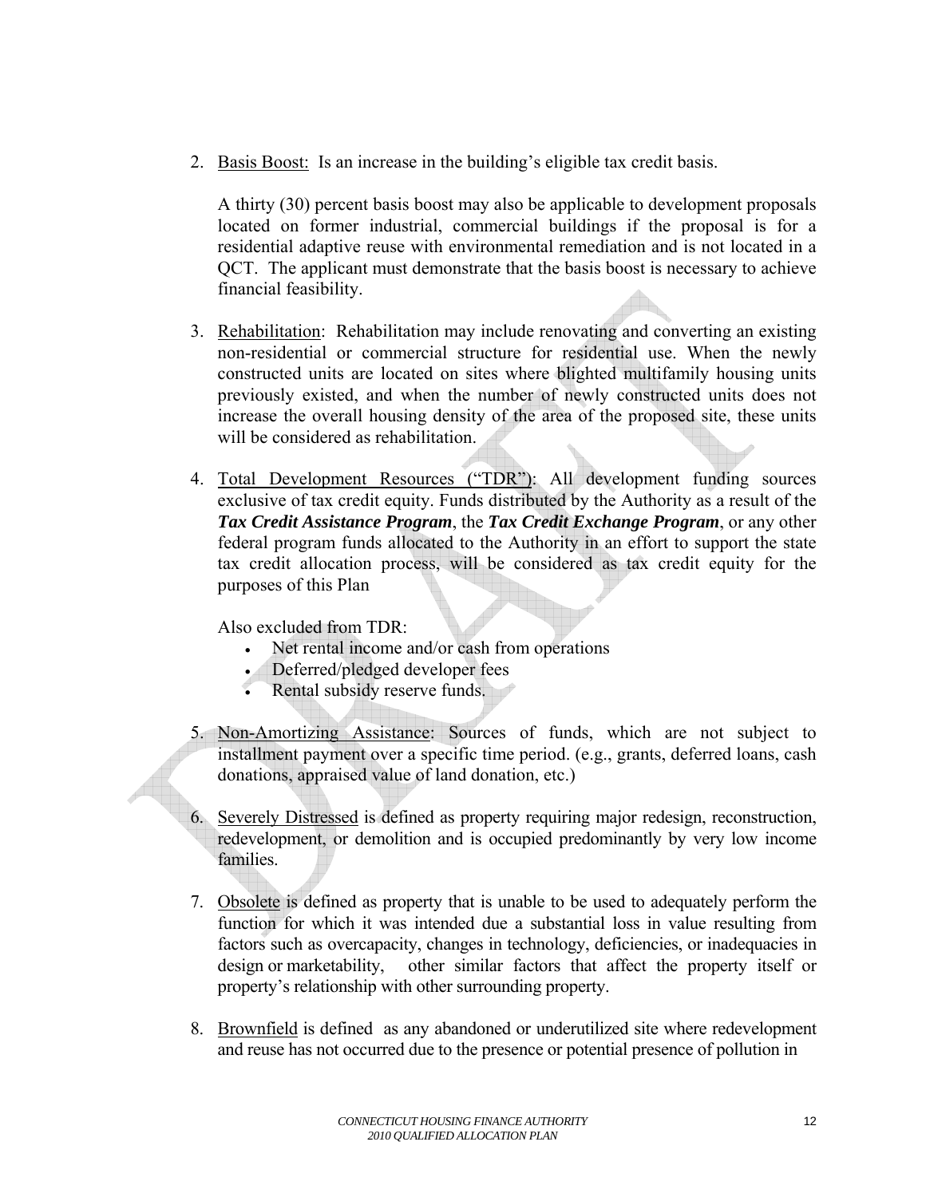2. <u>Basis Boost:</u> Is an increase in the building's eligible tax credit basis.

   A thirty (30) percent basis boost may also be applicable to development proposals located on former industrial, commercial buildings if the proposal is for a residential adaptive reuse with environmental remediation and is not located in a QCT. The applicant must demonstrate that the basis boost is necessary to achieve financial feasibility.

3. <u>Rehabilitation</u>: Rehabilitation may include renovating and converting an existing non-residential or commercial structure for residential use. When the newly constructed units are located on sites where blighted multifamily housing units previously existed, and when the number of newly constructed units does not increase the overall housing density of the area of the proposed site, these units will be considered as rehabilitation.

4. <u>Total Development Resources ("TDR")</u>: All development funding sources exclusive of tax credit equity. Funds distributed by the Authority as a result of the ***Tax Credit Assistance Program***, the ***Tax Credit Exchange Program***, or any other federal program funds allocated to the Authority in an effort to support the state tax credit allocation process, will be considered as tax credit equity for the purposes of this Plan

   Also excluded from TDR:
   - Net rental income and/or cash from operations
   - Deferred/pledged developer fees
   - Rental subsidy reserve funds.

5. <u>Non-Amortizing Assistance</u>: Sources of funds, which are not subject to installment payment over a specific time period. (e.g., grants, deferred loans, cash donations, appraised value of land donation, etc.)

6. <u>Severely Distressed</u> is defined as property requiring major redesign, reconstruction, redevelopment, or demolition and is occupied predominantly by very low income families.

7. <u>Obsolete</u> is defined as property that is unable to be used to adequately perform the function for which it was intended due a substantial loss in value resulting from factors such as overcapacity, changes in technology, deficiencies, or inadequacies in design or marketability, other similar factors that affect the property itself or property's relationship with other surrounding property.

8. <u>Brownfield</u> is defined as any abandoned or underutilized site where redevelopment and reuse has not occurred due to the presence or potential presence of pollution in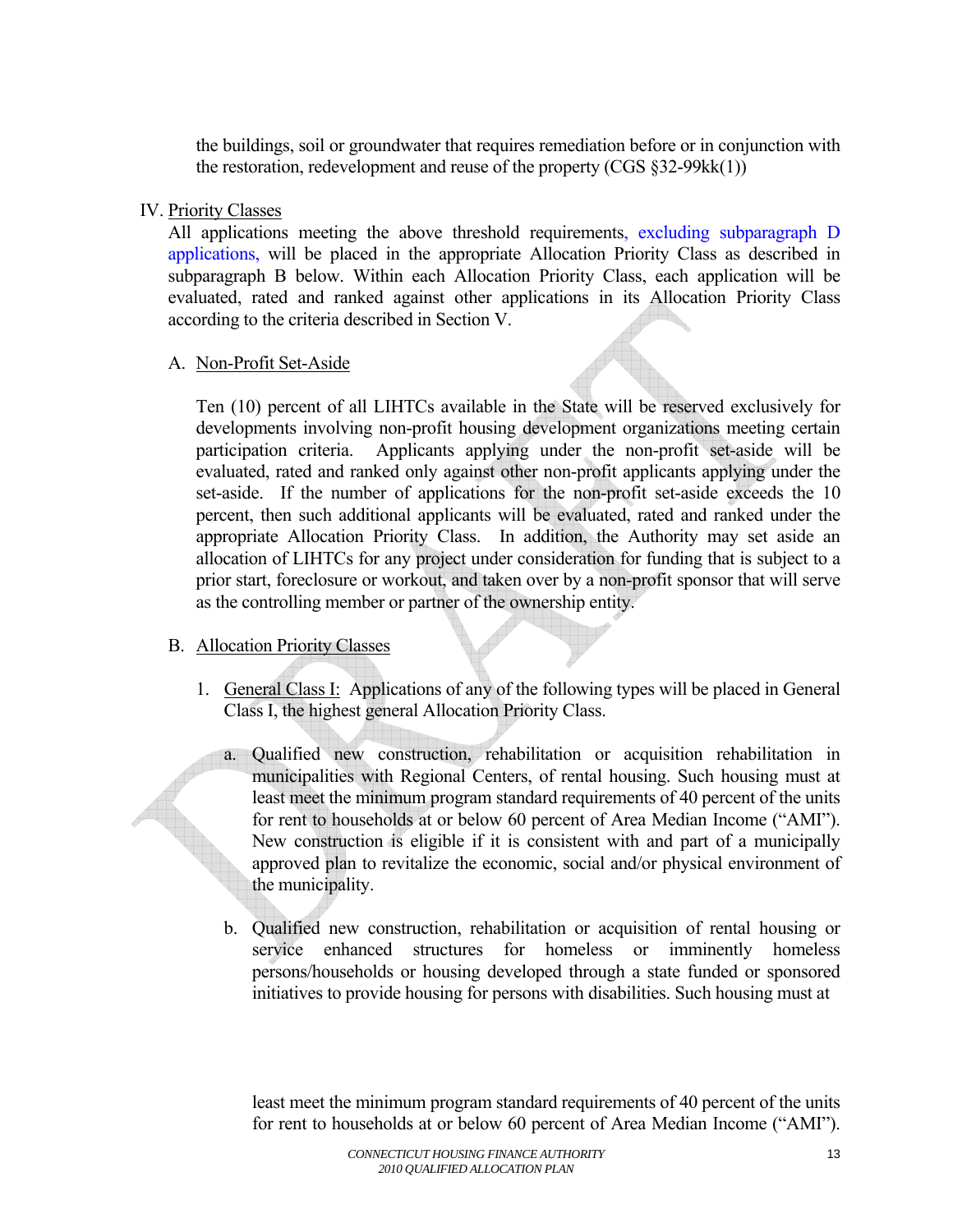the buildings, soil or groundwater that requires remediation before or in conjunction with the restoration, redevelopment and reuse of the property (CGS §32-99kk(1))

IV. Priority Classes

All applications meeting the above threshold requirements, excluding subparagraph D applications, will be placed in the appropriate Allocation Priority Class as described in subparagraph B below. Within each Allocation Priority Class, each application will be evaluated, rated and ranked against other applications in its Allocation Priority Class according to the criteria described in Section V.

A. Non-Profit Set-Aside

Ten (10) percent of all LIHTCs available in the State will be reserved exclusively for developments involving non-profit housing development organizations meeting certain participation criteria. Applicants applying under the non-profit set-aside will be evaluated, rated and ranked only against other non-profit applicants applying under the set-aside. If the number of applications for the non-profit set-aside exceeds the 10 percent, then such additional applicants will be evaluated, rated and ranked under the appropriate Allocation Priority Class. In addition, the Authority may set aside an allocation of LIHTCs for any project under consideration for funding that is subject to a prior start, foreclosure or workout, and taken over by a non-profit sponsor that will serve as the controlling member or partner of the ownership entity.

B. Allocation Priority Classes

1. General Class I: Applications of any of the following types will be placed in General Class I, the highest general Allocation Priority Class.

   a. Qualified new construction, rehabilitation or acquisition rehabilitation in municipalities with Regional Centers, of rental housing. Such housing must at least meet the minimum program standard requirements of 40 percent of the units for rent to households at or below 60 percent of Area Median Income ("AMI"). New construction is eligible if it is consistent with and part of a municipally approved plan to revitalize the economic, social and/or physical environment of the municipality.

   b. Qualified new construction, rehabilitation or acquisition of rental housing or service enhanced structures for homeless or imminently homeless persons/households or housing developed through a state funded or sponsored initiatives to provide housing for persons with disabilities. Such housing must at least meet the minimum program standard requirements of 40 percent of the units for rent to households at or below 60 percent of Area Median Income ("AMI").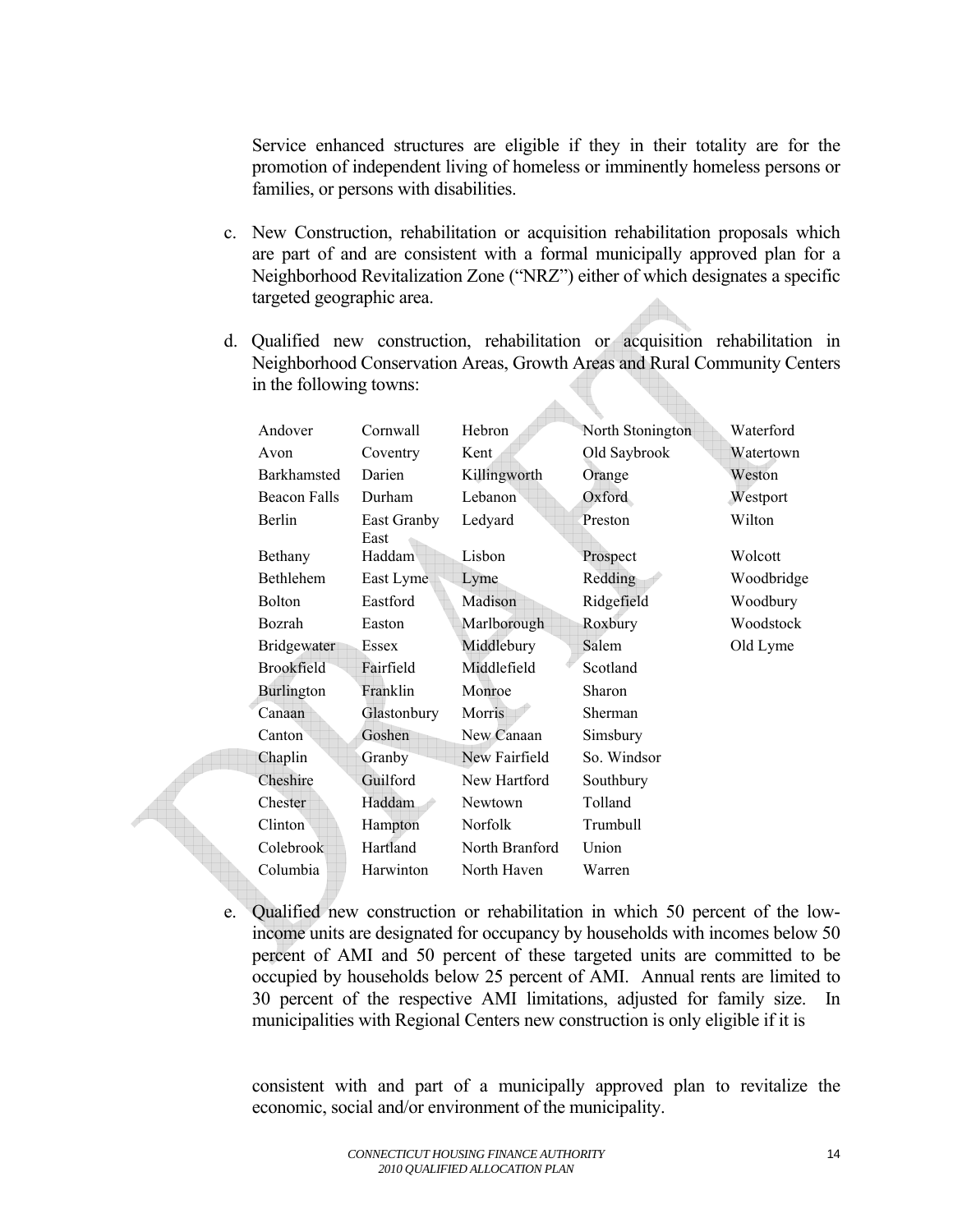Service enhanced structures are eligible if they in their totality are for the promotion of independent living of homeless or imminently homeless persons or families, or persons with disabilities.

c. New Construction, rehabilitation or acquisition rehabilitation proposals which are part of and are consistent with a formal municipally approved plan for a Neighborhood Revitalization Zone ("NRZ") either of which designates a specific targeted geographic area.

d. Qualified new construction, rehabilitation or acquisition rehabilitation in Neighborhood Conservation Areas, Growth Areas and Rural Community Centers in the following towns:

| | | | | |
|---|---|---|---|---|
| Andover | Cornwall | Hebron | North Stonington | Waterford |
| Avon | Coventry | Kent | Old Saybrook | Watertown |
| Barkhamsted | Darien | Killingworth | Orange | Weston |
| Beacon Falls | Durham | Lebanon | Oxford | Westport |
| Berlin | East Granby | Ledyard | Preston | Wilton |
| Bethany | East Haddam | Lisbon | Prospect | Wolcott |
| Bethlehem | East Lyme | Lyme | Redding | Woodbridge |
| Bolton | Eastford | Madison | Ridgefield | Woodbury |
| Bozrah | Easton | Marlborough | Roxbury | Woodstock |
| Bridgewater | Essex | Middlebury | Salem | Old Lyme |
| Brookfield | Fairfield | Middlefield | Scotland | |
| Burlington | Franklin | Monroe | Sharon | |
| Canaan | Glastonbury | Morris | Sherman | |
| Canton | Goshen | New Canaan | Simsbury | |
| Chaplin | Granby | New Fairfield | So. Windsor | |
| Cheshire | Guilford | New Hartford | Southbury | |
| Chester | Haddam | Newtown | Tolland | |
| Clinton | Hampton | Norfolk | Trumbull | |
| Colebrook | Hartland | North Branford | Union | |
| Columbia | Harwinton | North Haven | Warren | |

e. Qualified new construction or rehabilitation in which 50 percent of the low-income units are designated for occupancy by households with incomes below 50 percent of AMI and 50 percent of these targeted units are committed to be occupied by households below 25 percent of AMI. Annual rents are limited to 30 percent of the respective AMI limitations, adjusted for family size. In municipalities with Regional Centers new construction is only eligible if it is

consistent with and part of a municipally approved plan to revitalize the economic, social and/or environment of the municipality.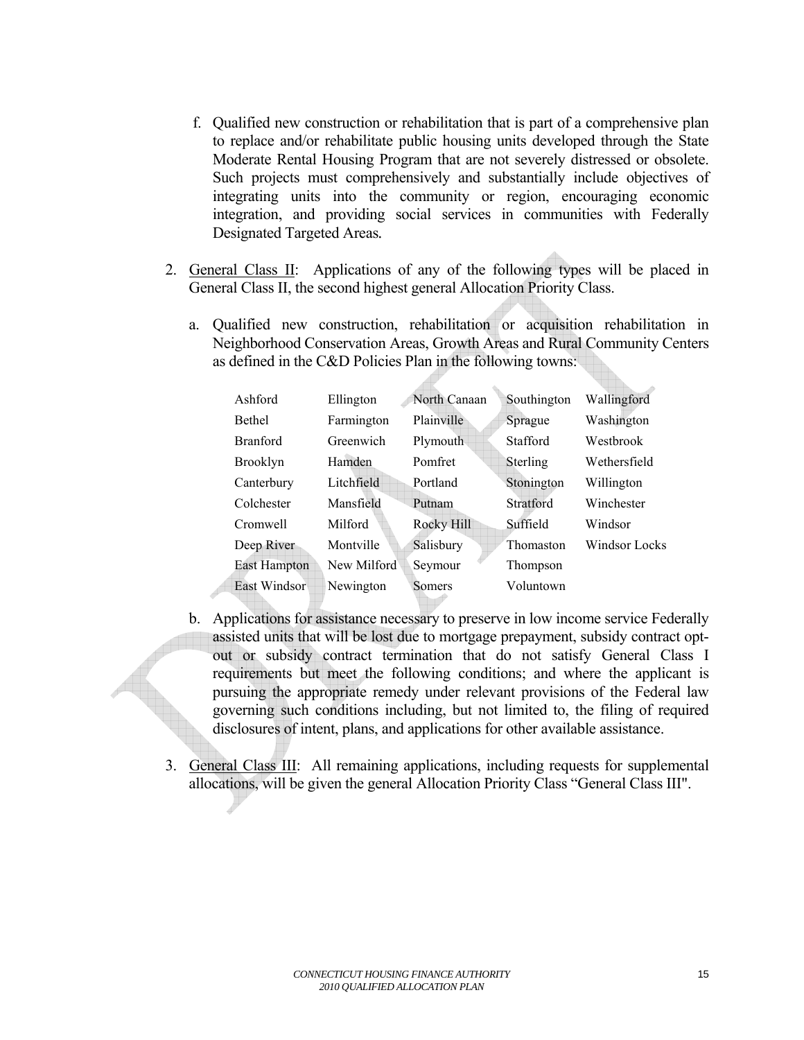f. Qualified new construction or rehabilitation that is part of a comprehensive plan to replace and/or rehabilitate public housing units developed through the State Moderate Rental Housing Program that are not severely distressed or obsolete. Such projects must comprehensively and substantially include objectives of integrating units into the community or region, encouraging economic integration, and providing social services in communities with Federally Designated Targeted Areas.

2. General Class II: Applications of any of the following types will be placed in General Class II, the second highest general Allocation Priority Class.

   a. Qualified new construction, rehabilitation or acquisition rehabilitation in Neighborhood Conservation Areas, Growth Areas and Rural Community Centers as defined in the C&D Policies Plan in the following towns:

| | | | | |
|---|---|---|---|---|
| Ashford | Ellington | North Canaan | Southington | Wallingford |
| Bethel | Farmington | Plainville | Sprague | Washington |
| Branford | Greenwich | Plymouth | Stafford | Westbrook |
| Brooklyn | Hamden | Pomfret | Sterling | Wethersfield |
| Canterbury | Litchfield | Portland | Stonington | Willington |
| Colchester | Mansfield | Putnam | Stratford | Winchester |
| Cromwell | Milford | Rocky Hill | Suffield | Windsor |
| Deep River | Montville | Salisbury | Thomaston | Windsor Locks |
| East Hampton | New Milford | Seymour | Thompson | |
| East Windsor | Newington | Somers | Voluntown | |

   b. Applications for assistance necessary to preserve in low income service Federally assisted units that will be lost due to mortgage prepayment, subsidy contract opt-out or subsidy contract termination that do not satisfy General Class I requirements but meet the following conditions; and where the applicant is pursuing the appropriate remedy under relevant provisions of the Federal law governing such conditions including, but not limited to, the filing of required disclosures of intent, plans, and applications for other available assistance.

3. General Class III: All remaining applications, including requests for supplemental allocations, will be given the general Allocation Priority Class "General Class III".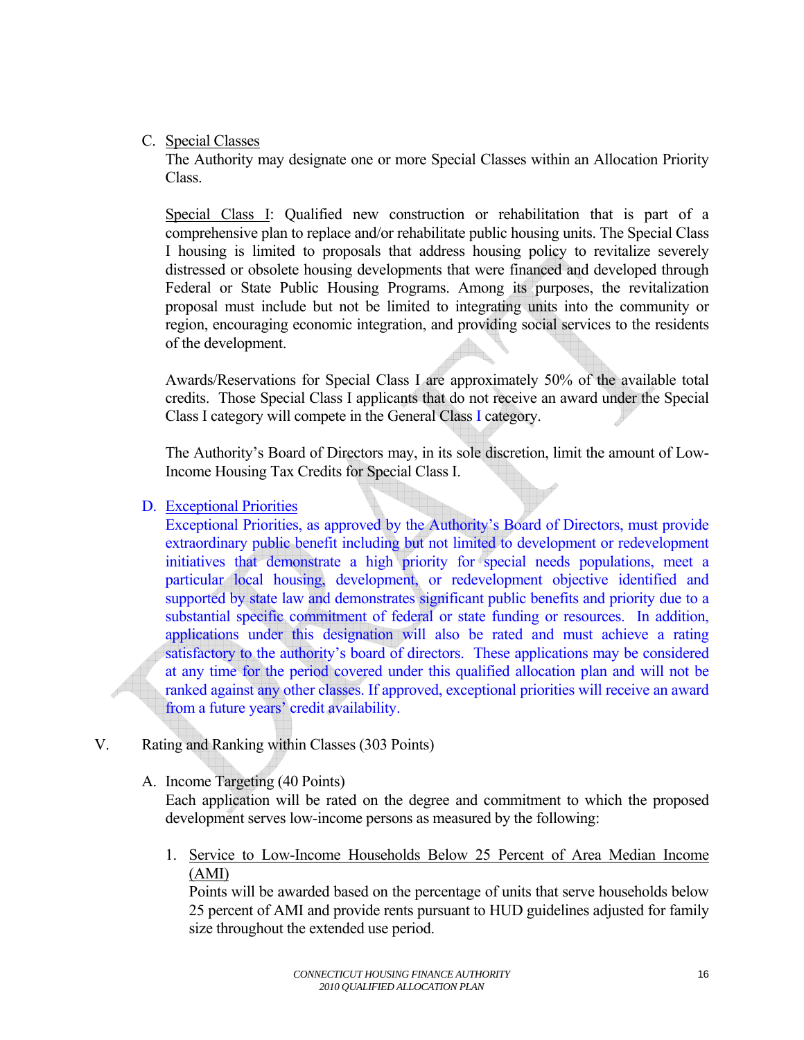C. Special Classes

The Authority may designate one or more Special Classes within an Allocation Priority Class.

Special Class I: Qualified new construction or rehabilitation that is part of a comprehensive plan to replace and/or rehabilitate public housing units. The Special Class I housing is limited to proposals that address housing policy to revitalize severely distressed or obsolete housing developments that were financed and developed through Federal or State Public Housing Programs. Among its purposes, the revitalization proposal must include but not be limited to integrating units into the community or region, encouraging economic integration, and providing social services to the residents of the development.

Awards/Reservations for Special Class I are approximately 50% of the available total credits. Those Special Class I applicants that do not receive an award under the Special Class I category will compete in the General Class I category.

The Authority's Board of Directors may, in its sole discretion, limit the amount of Low-Income Housing Tax Credits for Special Class I.

D. Exceptional Priorities

Exceptional Priorities, as approved by the Authority's Board of Directors, must provide extraordinary public benefit including but not limited to development or redevelopment initiatives that demonstrate a high priority for special needs populations, meet a particular local housing, development, or redevelopment objective identified and supported by state law and demonstrates significant public benefits and priority due to a substantial specific commitment of federal or state funding or resources. In addition, applications under this designation will also be rated and must achieve a rating satisfactory to the authority's board of directors. These applications may be considered at any time for the period covered under this qualified allocation plan and will not be ranked against any other classes. If approved, exceptional priorities will receive an award from a future years' credit availability.

V. Rating and Ranking within Classes (303 Points)

A. Income Targeting (40 Points)

Each application will be rated on the degree and commitment to which the proposed development serves low-income persons as measured by the following:

1. Service to Low-Income Households Below 25 Percent of Area Median Income (AMI)

Points will be awarded based on the percentage of units that serve households below 25 percent of AMI and provide rents pursuant to HUD guidelines adjusted for family size throughout the extended use period.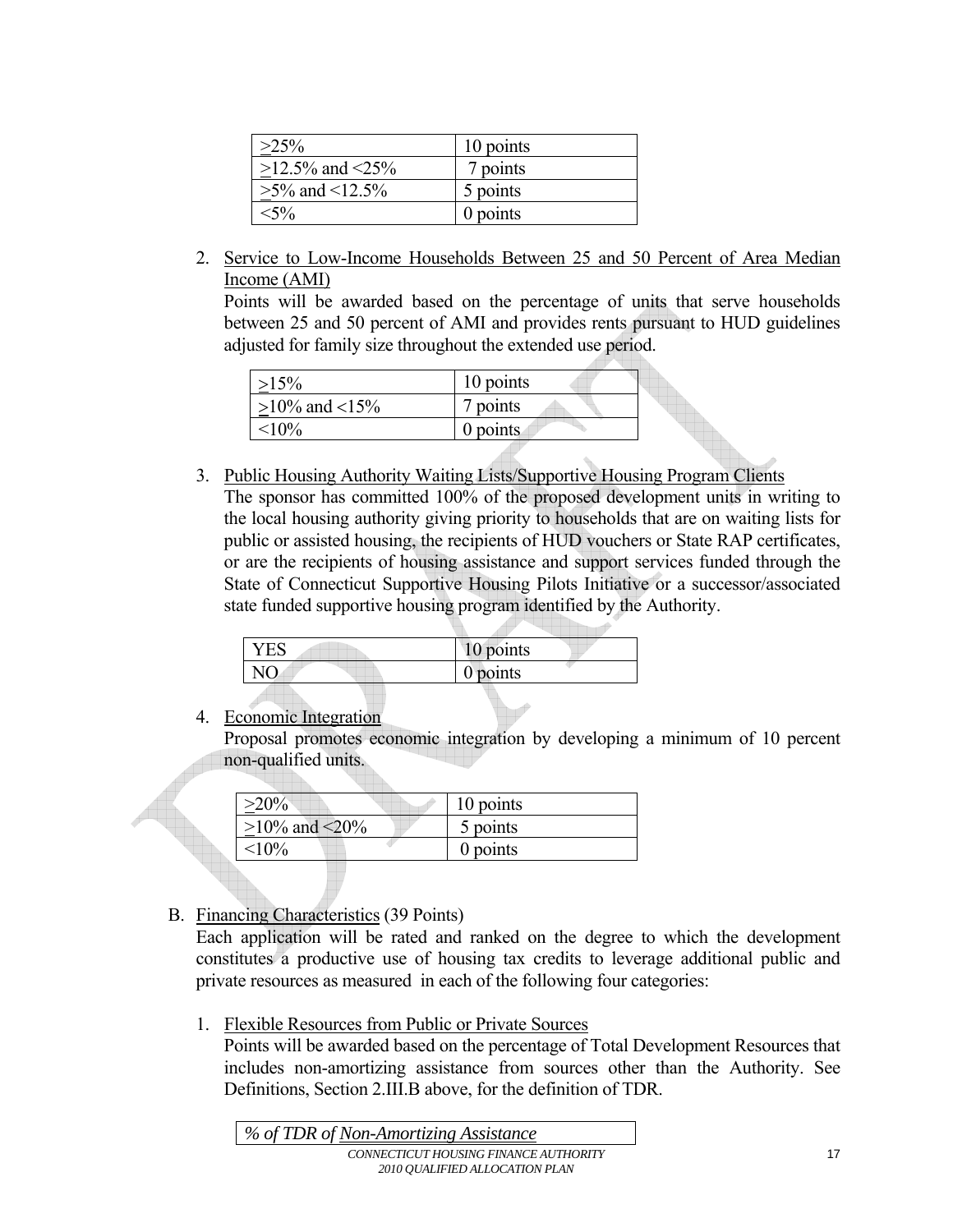| ≥25% | 10 points |
|---|---|
| ≥12.5% and <25% | 7 points |
| ≥5% and <12.5% | 5 points |
| <5% | 0 points |

2. Service to Low-Income Households Between 25 and 50 Percent of Area Median Income (AMI)
   Points will be awarded based on the percentage of units that serve households between 25 and 50 percent of AMI and provides rents pursuant to HUD guidelines adjusted for family size throughout the extended use period.

| ≥15% | 10 points |
|---|---|
| ≥10% and <15% | 7 points |
| <10% | 0 points |

3. Public Housing Authority Waiting Lists/Supportive Housing Program Clients
   The sponsor has committed 100% of the proposed development units in writing to the local housing authority giving priority to households that are on waiting lists for public or assisted housing, the recipients of HUD vouchers or State RAP certificates, or are the recipients of housing assistance and support services funded through the State of Connecticut Supportive Housing Pilots Initiative or a successor/associated state funded supportive housing program identified by the Authority.

| YES | 10 points |
|---|---|
| NO | 0 points |

4. Economic Integration
   Proposal promotes economic integration by developing a minimum of 10 percent non-qualified units.

| ≥20% | 10 points |
|---|---|
| ≥10% and <20% | 5 points |
| <10% | 0 points |

B. Financing Characteristics (39 Points)
   Each application will be rated and ranked on the degree to which the development constitutes a productive use of housing tax credits to leverage additional public and private resources as measured in each of the following four categories:

1. Flexible Resources from Public or Private Sources
   Points will be awarded based on the percentage of Total Development Resources that includes non-amortizing assistance from sources other than the Authority. See Definitions, Section 2.III.B above, for the definition of TDR.

| *% of TDR of Non-Amortizing Assistance* |
|---|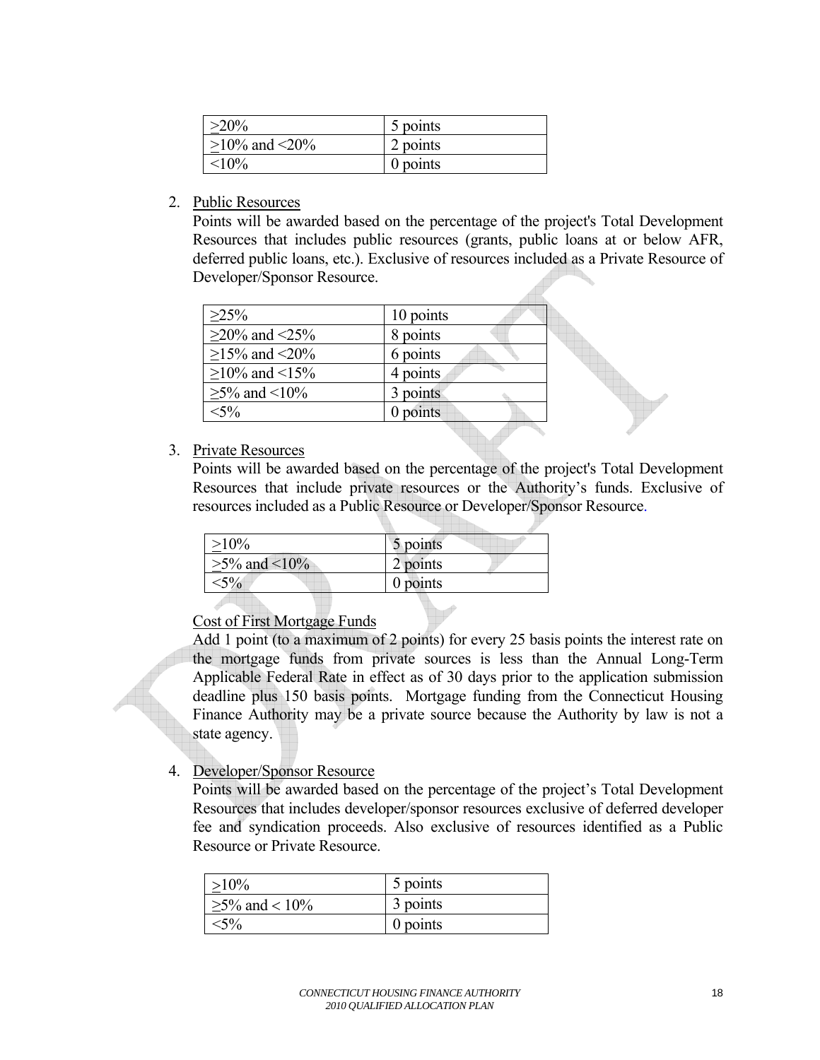| ≥20% | 5 points |
|---|---|
| ≥10% and <20% | 2 points |
| <10% | 0 points |

2. Public Resources

   Points will be awarded based on the percentage of the project's Total Development Resources that includes public resources (grants, public loans at or below AFR, deferred public loans, etc.). Exclusive of resources included as a Private Resource of Developer/Sponsor Resource.

| ≥25% | 10 points |
|---|---|
| ≥20% and <25% | 8 points |
| ≥15% and <20% | 6 points |
| ≥10% and <15% | 4 points |
| ≥5% and <10% | 3 points |
| <5% | 0 points |

3. Private Resources

   Points will be awarded based on the percentage of the project's Total Development Resources that include private resources or the Authority's funds. Exclusive of resources included as a Public Resource or Developer/Sponsor Resource.

| ≥10% | 5 points |
|---|---|
| ≥5% and <10% | 2 points |
| <5% | 0 points |

   Cost of First Mortgage Funds

   Add 1 point (to a maximum of 2 points) for every 25 basis points the interest rate on the mortgage funds from private sources is less than the Annual Long-Term Applicable Federal Rate in effect as of 30 days prior to the application submission deadline plus 150 basis points. Mortgage funding from the Connecticut Housing Finance Authority may be a private source because the Authority by law is not a state agency.

4. Developer/Sponsor Resource

   Points will be awarded based on the percentage of the project's Total Development Resources that includes developer/sponsor resources exclusive of deferred developer fee and syndication proceeds. Also exclusive of resources identified as a Public Resource or Private Resource.

| ≥10% | 5 points |
|---|---|
| ≥5% and < 10% | 3 points |
| <5% | 0 points |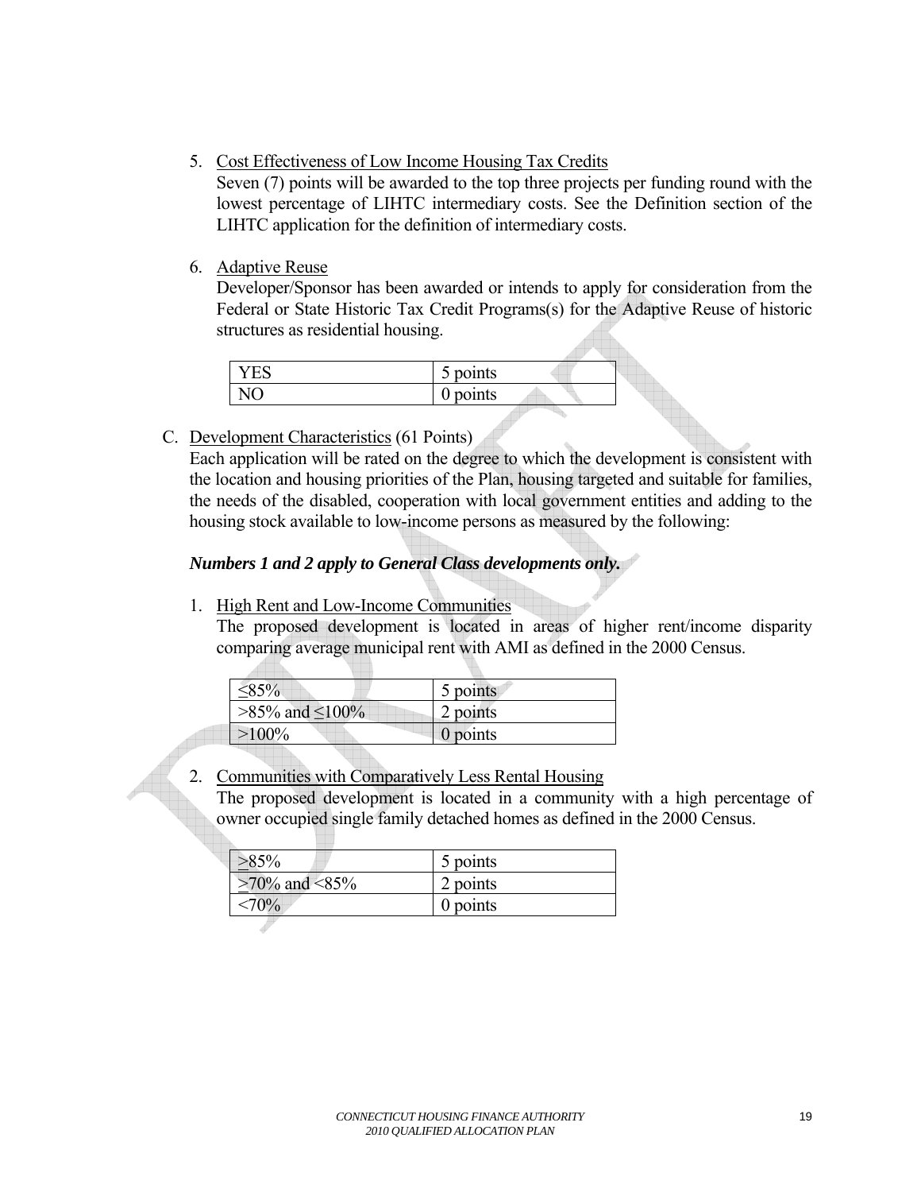5. Cost Effectiveness of Low Income Housing Tax Credits
   Seven (7) points will be awarded to the top three projects per funding round with the lowest percentage of LIHTC intermediary costs. See the Definition section of the LIHTC application for the definition of intermediary costs.

6. Adaptive Reuse
   Developer/Sponsor has been awarded or intends to apply for consideration from the Federal or State Historic Tax Credit Programs(s) for the Adaptive Reuse of historic structures as residential housing.

| YES | 5 points |
|---|---|
| NO | 0 points |

C. Development Characteristics (61 Points)
   Each application will be rated on the degree to which the development is consistent with the location and housing priorities of the Plan, housing targeted and suitable for families, the needs of the disabled, cooperation with local government entities and adding to the housing stock available to low-income persons as measured by the following:

***Numbers 1 and 2 apply to General Class developments only.***

1. High Rent and Low-Income Communities
   The proposed development is located in areas of higher rent/income disparity comparing average municipal rent with AMI as defined in the 2000 Census.

| ≤85% | 5 points |
|---|---|
| >85% and ≤100% | 2 points |
| >100% | 0 points |

2. Communities with Comparatively Less Rental Housing
   The proposed development is located in a community with a high percentage of owner occupied single family detached homes as defined in the 2000 Census.

| ≥85% | 5 points |
|---|---|
| ≥70% and <85% | 2 points |
| <70% | 0 points |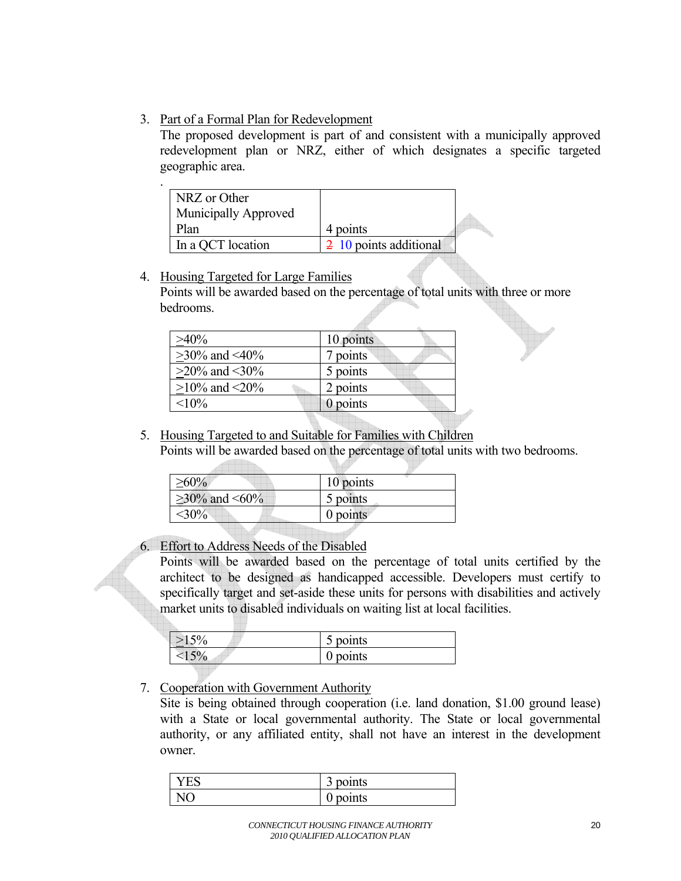3. Part of a Formal Plan for Redevelopment

   The proposed development is part of and consistent with a municipally approved redevelopment plan or NRZ, either of which designates a specific targeted geographic area.

   .

| NRZ or Other Municipally Approved Plan | 4 points |
|---|---|
| In a QCT location | ~~2~~ 10 points additional |

4. Housing Targeted for Large Families

   Points will be awarded based on the percentage of total units with three or more bedrooms.

| ≥40% | 10 points |
|---|---|
| ≥30% and <40% | 7 points |
| ≥20% and <30% | 5 points |
| ≥10% and <20% | 2 points |
| <10% | 0 points |

5. Housing Targeted to and Suitable for Families with Children

   Points will be awarded based on the percentage of total units with two bedrooms.

| ≥60% | 10 points |
|---|---|
| ≥30% and <60% | 5 points |
| <30% | 0 points |

6. Effort to Address Needs of the Disabled

   Points will be awarded based on the percentage of total units certified by the architect to be designed as handicapped accessible. Developers must certify to specifically target and set-aside these units for persons with disabilities and actively market units to disabled individuals on waiting list at local facilities.

| ≥15% | 5 points |
|---|---|
| <15% | 0 points |

7. Cooperation with Government Authority

   Site is being obtained through cooperation (i.e. land donation, $1.00 ground lease) with a State or local governmental authority. The State or local governmental authority, or any affiliated entity, shall not have an interest in the development owner.

| YES | 3 points |
|---|---|
| NO | 0 points |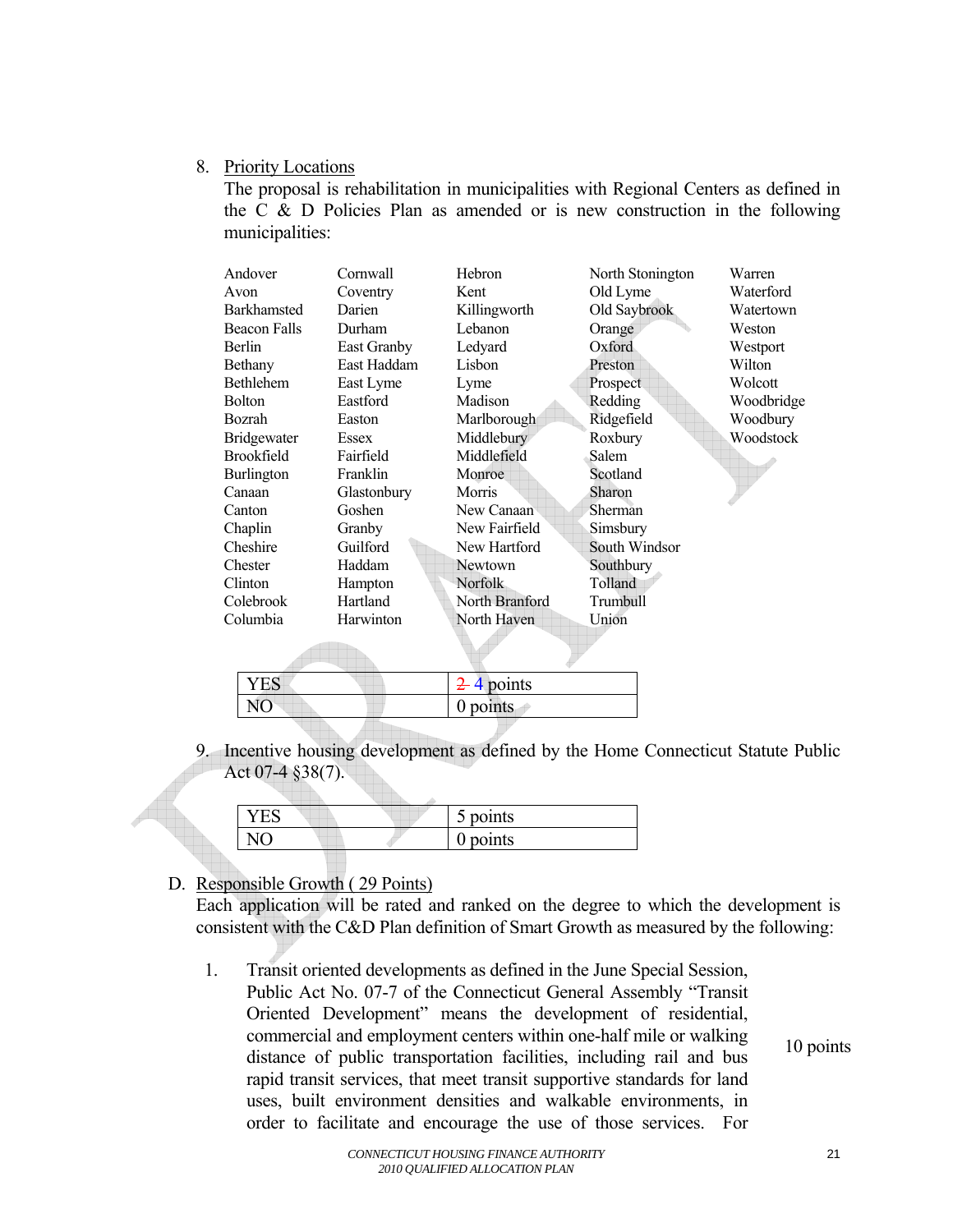8. Priority Locations

   The proposal is rehabilitation in municipalities with Regional Centers as defined in the C & D Policies Plan as amended or is new construction in the following municipalities:

| | | | | |
|---|---|---|---|---|
| Andover | Cornwall | Hebron | North Stonington | Warren |
| Avon | Coventry | Kent | Old Lyme | Waterford |
| Barkhamsted | Darien | Killingworth | Old Saybrook | Watertown |
| Beacon Falls | Durham | Lebanon | Orange | Weston |
| Berlin | East Granby | Ledyard | Oxford | Westport |
| Bethany | East Haddam | Lisbon | Preston | Wilton |
| Bethlehem | East Lyme | Lyme | Prospect | Wolcott |
| Bolton | Eastford | Madison | Redding | Woodbridge |
| Bozrah | Easton | Marlborough | Ridgefield | Woodbury |
| Bridgewater | Essex | Middlebury | Roxbury | Woodstock |
| Brookfield | Fairfield | Middlefield | Salem | |
| Burlington | Franklin | Monroe | Scotland | |
| Canaan | Glastonbury | Morris | Sharon | |
| Canton | Goshen | New Canaan | Sherman | |
| Chaplin | Granby | New Fairfield | Simsbury | |
| Cheshire | Guilford | New Hartford | South Windsor | |
| Chester | Haddam | Newtown | Southbury | |
| Clinton | Hampton | Norfolk | Tolland | |
| Colebrook | Hartland | North Branford | Trumbull | |
| Columbia | Harwinton | North Haven | Union | |

| | |
|---|---|
| YES | ~~2~~ 4 points |
| NO | 0 points |

9. Incentive housing development as defined by the Home Connecticut Statute Public Act 07-4 §38(7).

| | |
|---|---|
| YES | 5 points |
| NO | 0 points |

D. Responsible Growth ( 29 Points)

   Each application will be rated and ranked on the degree to which the development is consistent with the C&D Plan definition of Smart Growth as measured by the following:

   1. Transit oriented developments as defined in the June Special Session, Public Act No. 07-7 of the Connecticut General Assembly "Transit Oriented Development" means the development of residential, commercial and employment centers within one-half mile or walking distance of public transportation facilities, including rail and bus rapid transit services, that meet transit supportive standards for land uses, built environment densities and walkable environments, in order to facilitate and encourage the use of those services. For — 10 points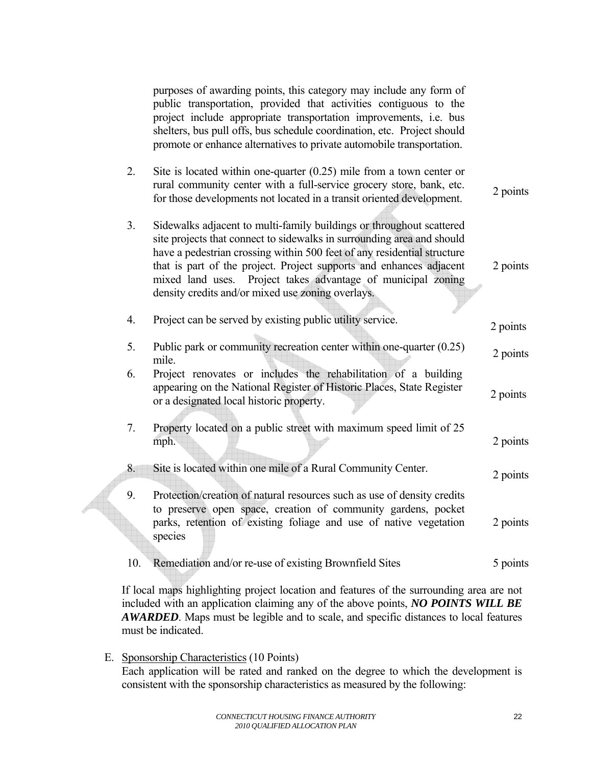purposes of awarding points, this category may include any form of public transportation, provided that activities contiguous to the project include appropriate transportation improvements, i.e. bus shelters, bus pull offs, bus schedule coordination, etc. Project should promote or enhance alternatives to private automobile transportation.

2. Site is located within one-quarter (0.25) mile from a town center or rural community center with a full-service grocery store, bank, etc. for those developments not located in a transit oriented development. — 2 points

3. Sidewalks adjacent to multi-family buildings or throughout scattered site projects that connect to sidewalks in surrounding area and should have a pedestrian crossing within 500 feet of any residential structure that is part of the project. Project supports and enhances adjacent mixed land uses. Project takes advantage of municipal zoning density credits and/or mixed use zoning overlays. — 2 points

4. Project can be served by existing public utility service. — 2 points

5. Public park or community recreation center within one-quarter (0.25) mile. — 2 points

6. Project renovates or includes the rehabilitation of a building appearing on the National Register of Historic Places, State Register or a designated local historic property. — 2 points

7. Property located on a public street with maximum speed limit of 25 mph. — 2 points

8. Site is located within one mile of a Rural Community Center. — 2 points

9. Protection/creation of natural resources such as use of density credits to preserve open space, creation of community gardens, pocket parks, retention of existing foliage and use of native vegetation species — 2 points

10. Remediation and/or re-use of existing Brownfield Sites — 5 points

If local maps highlighting project location and features of the surrounding area are not included with an application claiming any of the above points, ***NO POINTS WILL BE AWARDED***. Maps must be legible and to scale, and specific distances to local features must be indicated.

E. Sponsorship Characteristics (10 Points)

Each application will be rated and ranked on the degree to which the development is consistent with the sponsorship characteristics as measured by the following: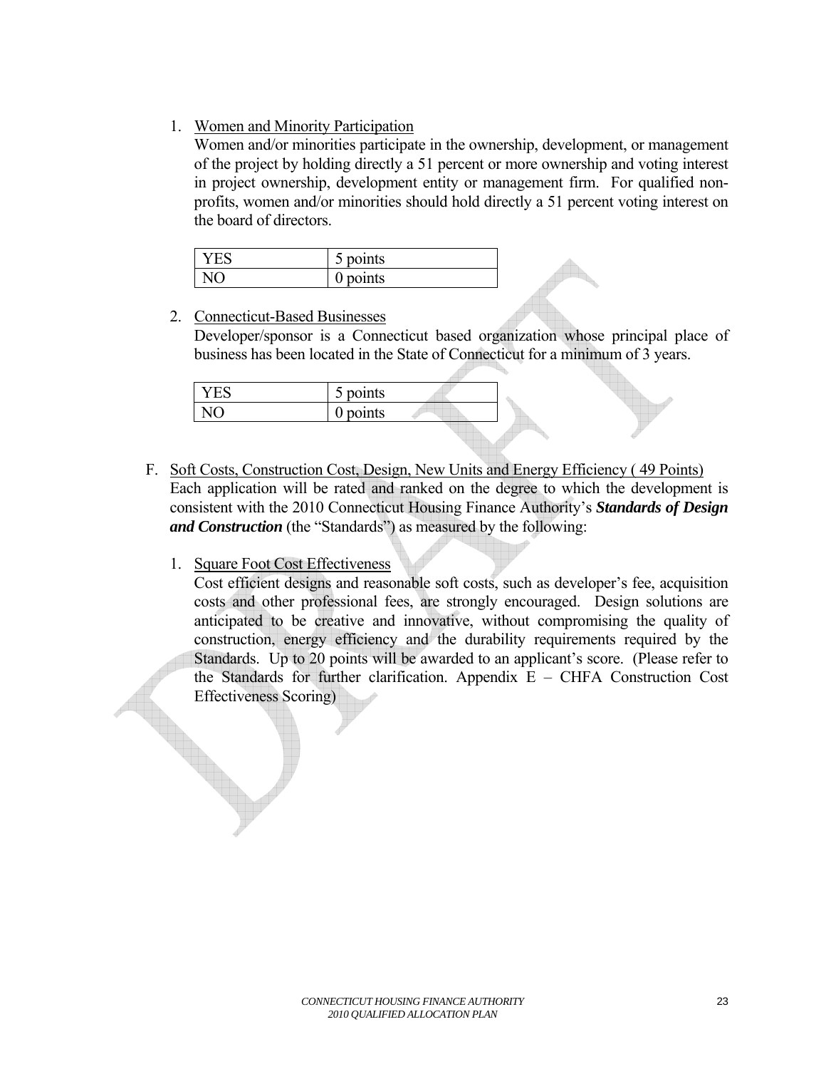1. Women and Minority Participation

   Women and/or minorities participate in the ownership, development, or management of the project by holding directly a 51 percent or more ownership and voting interest in project ownership, development entity or management firm. For qualified non-profits, women and/or minorities should hold directly a 51 percent voting interest on the board of directors.

| YES | 5 points |
|---|---|
| NO | 0 points |

2. Connecticut-Based Businesses

   Developer/sponsor is a Connecticut based organization whose principal place of business has been located in the State of Connecticut for a minimum of 3 years.

| YES | 5 points |
|---|---|
| NO | 0 points |

F. Soft Costs, Construction Cost, Design, New Units and Energy Efficiency ( 49 Points)

Each application will be rated and ranked on the degree to which the development is consistent with the 2010 Connecticut Housing Finance Authority's ***Standards of Design and Construction*** (the "Standards") as measured by the following:

1. Square Foot Cost Effectiveness

   Cost efficient designs and reasonable soft costs, such as developer's fee, acquisition costs and other professional fees, are strongly encouraged. Design solutions are anticipated to be creative and innovative, without compromising the quality of construction, energy efficiency and the durability requirements required by the Standards. Up to 20 points will be awarded to an applicant's score. (Please refer to the Standards for further clarification. Appendix E – CHFA Construction Cost Effectiveness Scoring)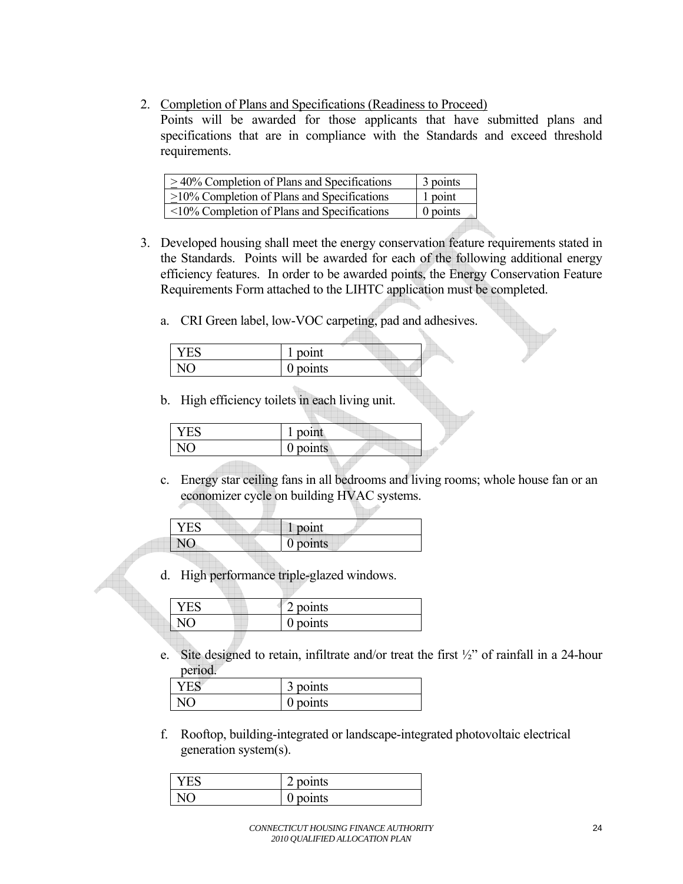2. Completion of Plans and Specifications (Readiness to Proceed)

   Points will be awarded for those applicants that have submitted plans and specifications that are in compliance with the Standards and exceed threshold requirements.

| ≥ 40% Completion of Plans and Specifications | 3 points |
|---|---|
| ≥10% Completion of Plans and Specifications | 1 point |
| <10% Completion of Plans and Specifications | 0 points |

3. Developed housing shall meet the energy conservation feature requirements stated in the Standards. Points will be awarded for each of the following additional energy efficiency features. In order to be awarded points, the Energy Conservation Feature Requirements Form attached to the LIHTC application must be completed.

   a. CRI Green label, low-VOC carpeting, pad and adhesives.

| YES | 1 point |
|---|---|
| NO | 0 points |

   b. High efficiency toilets in each living unit.

| YES | 1 point |
|---|---|
| NO | 0 points |

   c. Energy star ceiling fans in all bedrooms and living rooms; whole house fan or an economizer cycle on building HVAC systems.

| YES | 1 point |
|---|---|
| NO | 0 points |

   d. High performance triple-glazed windows.

| YES | 2 points |
|---|---|
| NO | 0 points |

   e. Site designed to retain, infiltrate and/or treat the first ½" of rainfall in a 24-hour period.

| YES | 3 points |
|---|---|
| NO | 0 points |

   f. Rooftop, building-integrated or landscape-integrated photovoltaic electrical generation system(s).

| YES | 2 points |
|---|---|
| NO | 0 points |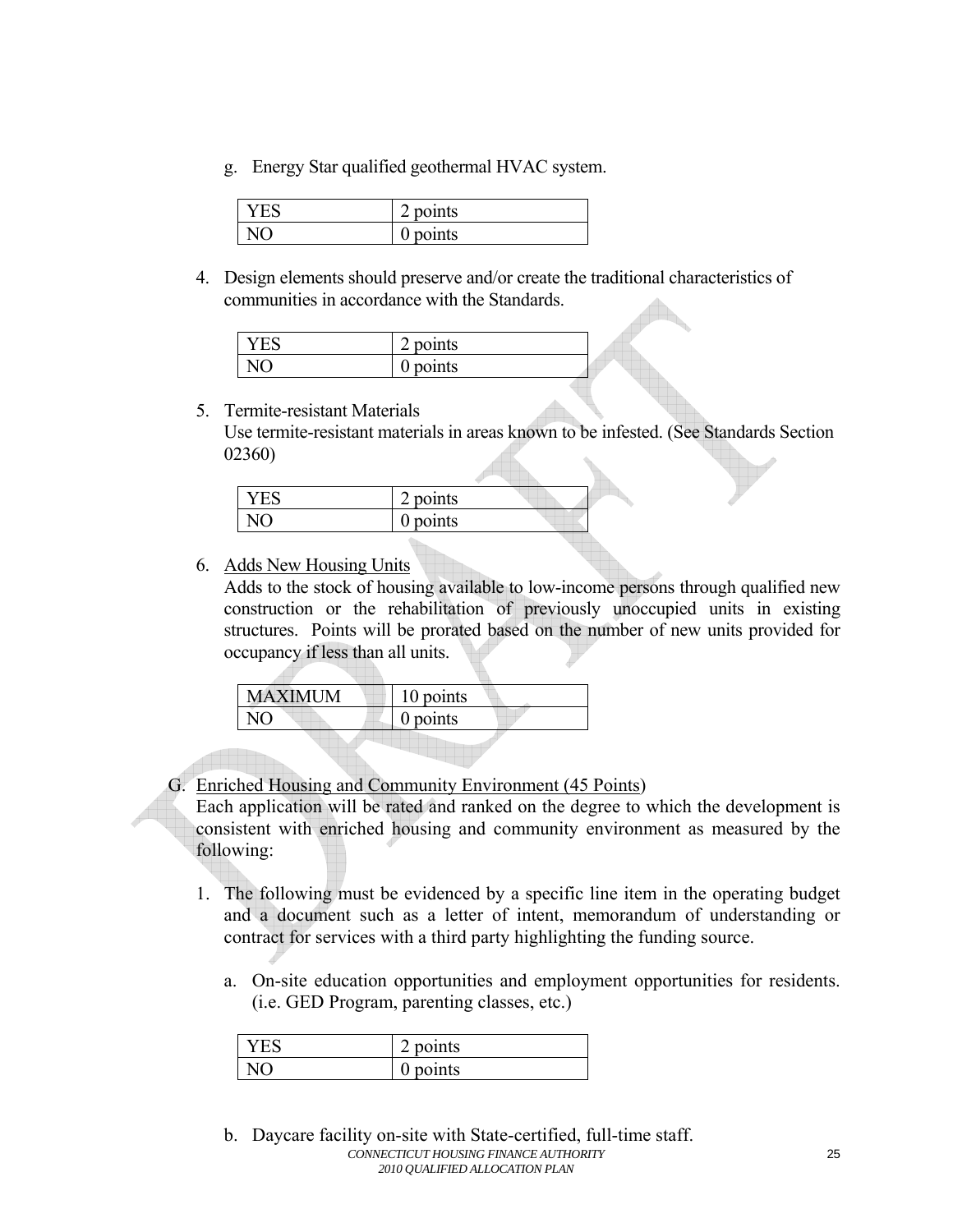g. Energy Star qualified geothermal HVAC system.

| YES | 2 points |
|---|---|
| NO | 0 points |

4. Design elements should preserve and/or create the traditional characteristics of communities in accordance with the Standards.

| YES | 2 points |
|---|---|
| NO | 0 points |

5. Termite-resistant Materials
   Use termite-resistant materials in areas known to be infested. (See Standards Section 02360)

| YES | 2 points |
|---|---|
| NO | 0 points |

6. <u>Adds New Housing Units</u>
   Adds to the stock of housing available to low-income persons through qualified new construction or the rehabilitation of previously unoccupied units in existing structures. Points will be prorated based on the number of new units provided for occupancy if less than all units.

| MAXIMUM | 10 points |
|---|---|
| NO | 0 points |

G. <u>Enriched Housing and Community Environment (45 Points)</u>
Each application will be rated and ranked on the degree to which the development is consistent with enriched housing and community environment as measured by the following:

1. The following must be evidenced by a specific line item in the operating budget and a document such as a letter of intent, memorandum of understanding or contract for services with a third party highlighting the funding source.

   a. On-site education opportunities and employment opportunities for residents. (i.e. GED Program, parenting classes, etc.)

| YES | 2 points |
|---|---|
| NO | 0 points |

   b. Daycare facility on-site with State-certified, full-time staff.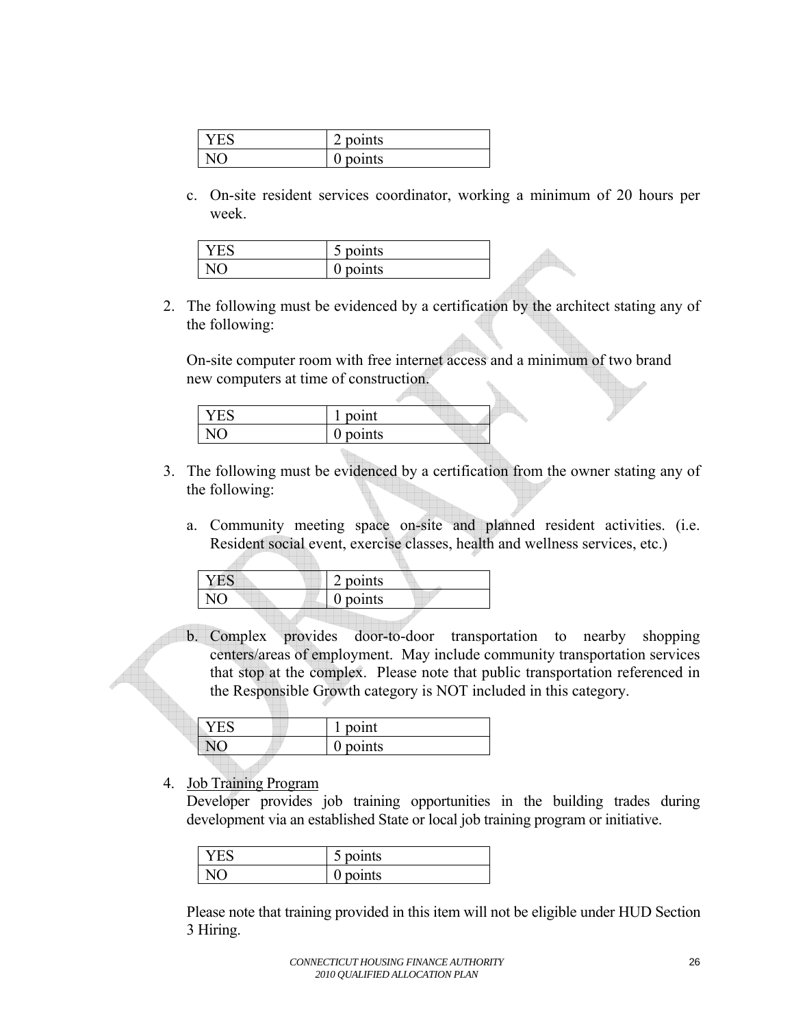| YES | 2 points |
|---|---|
| NO | 0 points |

c. On-site resident services coordinator, working a minimum of 20 hours per week.

| YES | 5 points |
|---|---|
| NO | 0 points |

2. The following must be evidenced by a certification by the architect stating any of the following:

   On-site computer room with free internet access and a minimum of two brand new computers at time of construction.

| YES | 1 point |
|---|---|
| NO | 0 points |

3. The following must be evidenced by a certification from the owner stating any of the following:

   a. Community meeting space on-site and planned resident activities. (i.e. Resident social event, exercise classes, health and wellness services, etc.)

| YES | 2 points |
|---|---|
| NO | 0 points |

   b. Complex provides door-to-door transportation to nearby shopping centers/areas of employment. May include community transportation services that stop at the complex. Please note that public transportation referenced in the Responsible Growth category is NOT included in this category.

| YES | 1 point |
|---|---|
| NO | 0 points |

4. Job Training Program
   Developer provides job training opportunities in the building trades during development via an established State or local job training program or initiative.

| YES | 5 points |
|---|---|
| NO | 0 points |

   Please note that training provided in this item will not be eligible under HUD Section 3 Hiring.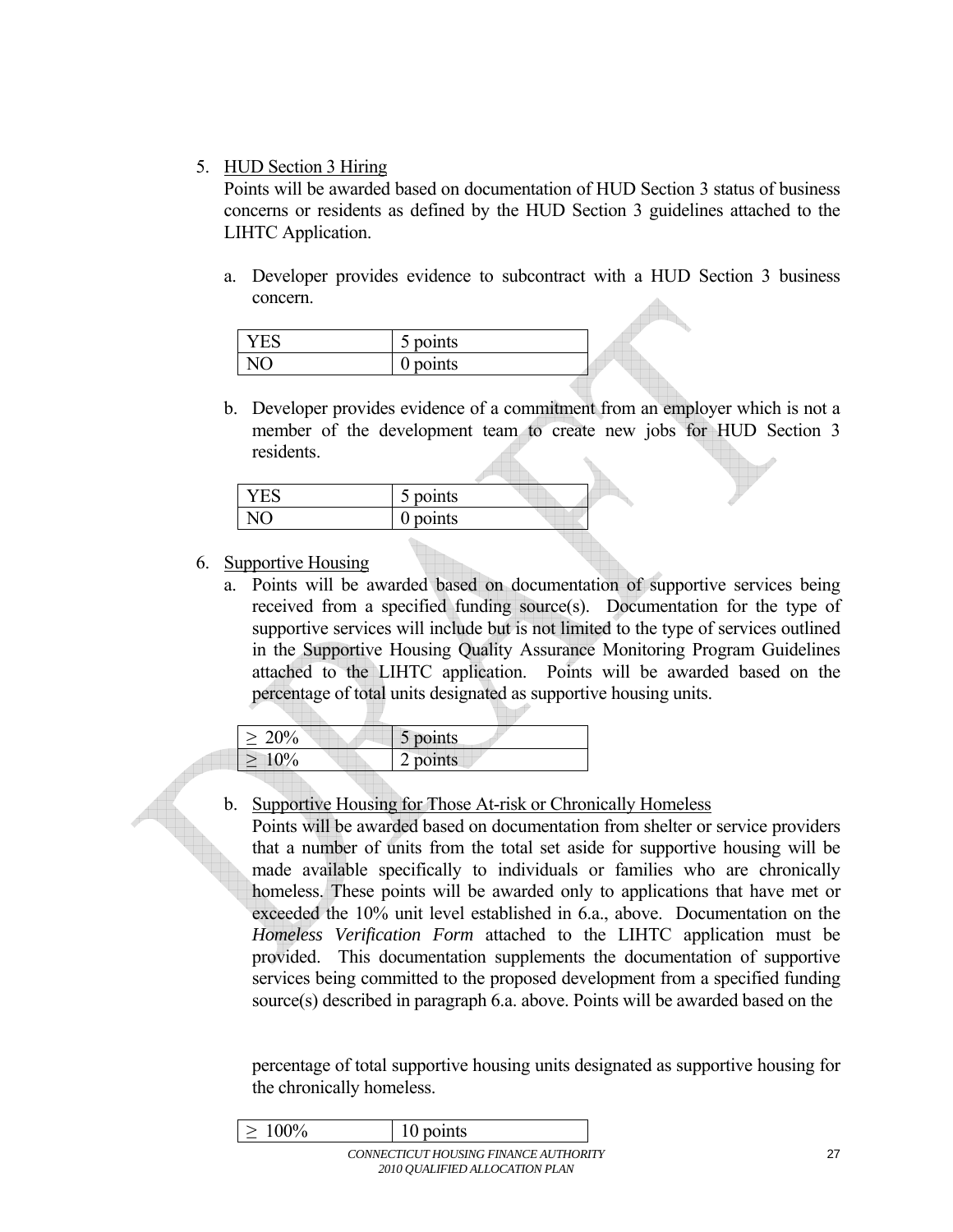5. <u>HUD Section 3 Hiring</u>
   Points will be awarded based on documentation of HUD Section 3 status of business concerns or residents as defined by the HUD Section 3 guidelines attached to the LIHTC Application.

   a. Developer provides evidence to subcontract with a HUD Section 3 business concern.

| YES | 5 points |
|---|---|
| NO | 0 points |

   b. Developer provides evidence of a commitment from an employer which is not a member of the development team to create new jobs for HUD Section 3 residents.

| YES | 5 points |
|---|---|
| NO | 0 points |

6. <u>Supportive Housing</u>
   a. Points will be awarded based on documentation of supportive services being received from a specified funding source(s). Documentation for the type of supportive services will include but is not limited to the type of services outlined in the Supportive Housing Quality Assurance Monitoring Program Guidelines attached to the LIHTC application. Points will be awarded based on the percentage of total units designated as supportive housing units.

| ≥ 20% | 5 points |
|---|---|
| ≥ 10% | 2 points |

   b. <u>Supportive Housing for Those At-risk or Chronically Homeless</u>
   Points will be awarded based on documentation from shelter or service providers that a number of units from the total set aside for supportive housing will be made available specifically to individuals or families who are chronically homeless. These points will be awarded only to applications that have met or exceeded the 10% unit level established in 6.a., above. Documentation on the *Homeless Verification Form* attached to the LIHTC application must be provided. This documentation supplements the documentation of supportive services being committed to the proposed development from a specified funding source(s) described in paragraph 6.a. above. Points will be awarded based on the percentage of total supportive housing units designated as supportive housing for the chronically homeless.

| ≥ 100% | 10 points |
|---|---|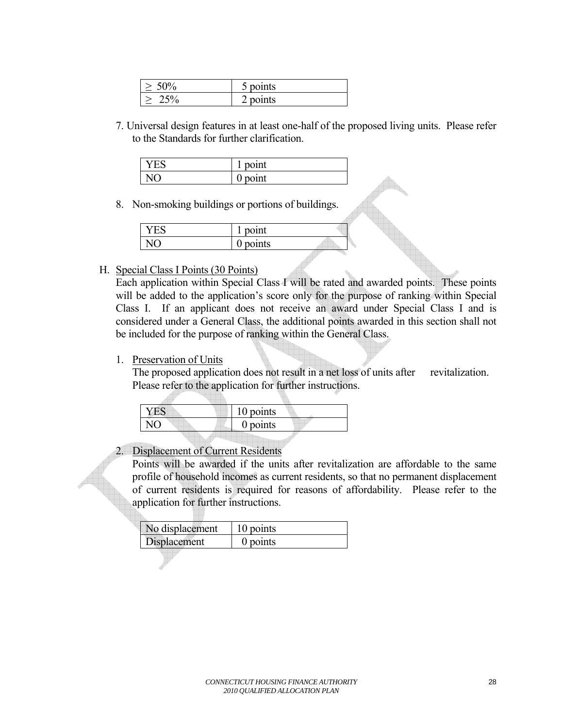| ≥ 50% | 5 points |
|---|---|
| ≥ 25% | 2 points |

7. Universal design features in at least one-half of the proposed living units. Please refer to the Standards for further clarification.

| YES | 1 point |
|---|---|
| NO | 0 point |

8. Non-smoking buildings or portions of buildings.

| YES | 1 point |
|---|---|
| NO | 0 points |

H. Special Class I Points (30 Points)

Each application within Special Class I will be rated and awarded points. These points will be added to the application's score only for the purpose of ranking within Special Class I. If an applicant does not receive an award under Special Class I and is considered under a General Class, the additional points awarded in this section shall not be included for the purpose of ranking within the General Class.

1. Preservation of Units

   The proposed application does not result in a net loss of units after revitalization. Please refer to the application for further instructions.

| YES | 10 points |
|---|---|
| NO | 0 points |

2. Displacement of Current Residents

   Points will be awarded if the units after revitalization are affordable to the same profile of household incomes as current residents, so that no permanent displacement of current residents is required for reasons of affordability. Please refer to the application for further instructions.

| No displacement | 10 points |
|---|---|
| Displacement | 0 points |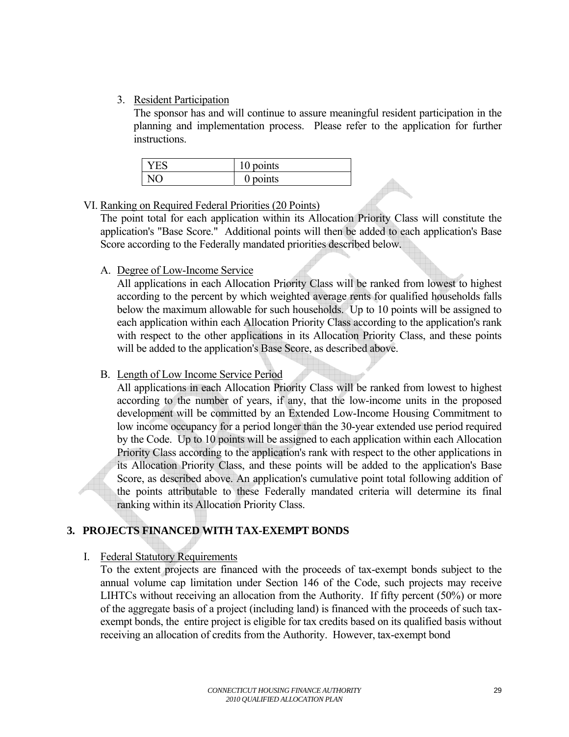3. Resident Participation

   The sponsor has and will continue to assure meaningful resident participation in the planning and implementation process. Please refer to the application for further instructions.

| YES | 10 points |
|---|---|
| NO | 0 points |

VI. Ranking on Required Federal Priorities (20 Points)

The point total for each application within its Allocation Priority Class will constitute the application's "Base Score." Additional points will then be added to each application's Base Score according to the Federally mandated priorities described below.

A. Degree of Low-Income Service

   All applications in each Allocation Priority Class will be ranked from lowest to highest according to the percent by which weighted average rents for qualified households falls below the maximum allowable for such households. Up to 10 points will be assigned to each application within each Allocation Priority Class according to the application's rank with respect to the other applications in its Allocation Priority Class, and these points will be added to the application's Base Score, as described above.

B. Length of Low Income Service Period

   All applications in each Allocation Priority Class will be ranked from lowest to highest according to the number of years, if any, that the low-income units in the proposed development will be committed by an Extended Low-Income Housing Commitment to low income occupancy for a period longer than the 30-year extended use period required by the Code. Up to 10 points will be assigned to each application within each Allocation Priority Class according to the application's rank with respect to the other applications in its Allocation Priority Class, and these points will be added to the application's Base Score, as described above. An application's cumulative point total following addition of the points attributable to these Federally mandated criteria will determine its final ranking within its Allocation Priority Class.

## 3. PROJECTS FINANCED WITH TAX-EXEMPT BONDS

I. Federal Statutory Requirements

To the extent projects are financed with the proceeds of tax-exempt bonds subject to the annual volume cap limitation under Section 146 of the Code, such projects may receive LIHTCs without receiving an allocation from the Authority. If fifty percent (50%) or more of the aggregate basis of a project (including land) is financed with the proceeds of such tax-exempt bonds, the entire project is eligible for tax credits based on its qualified basis without receiving an allocation of credits from the Authority. However, tax-exempt bond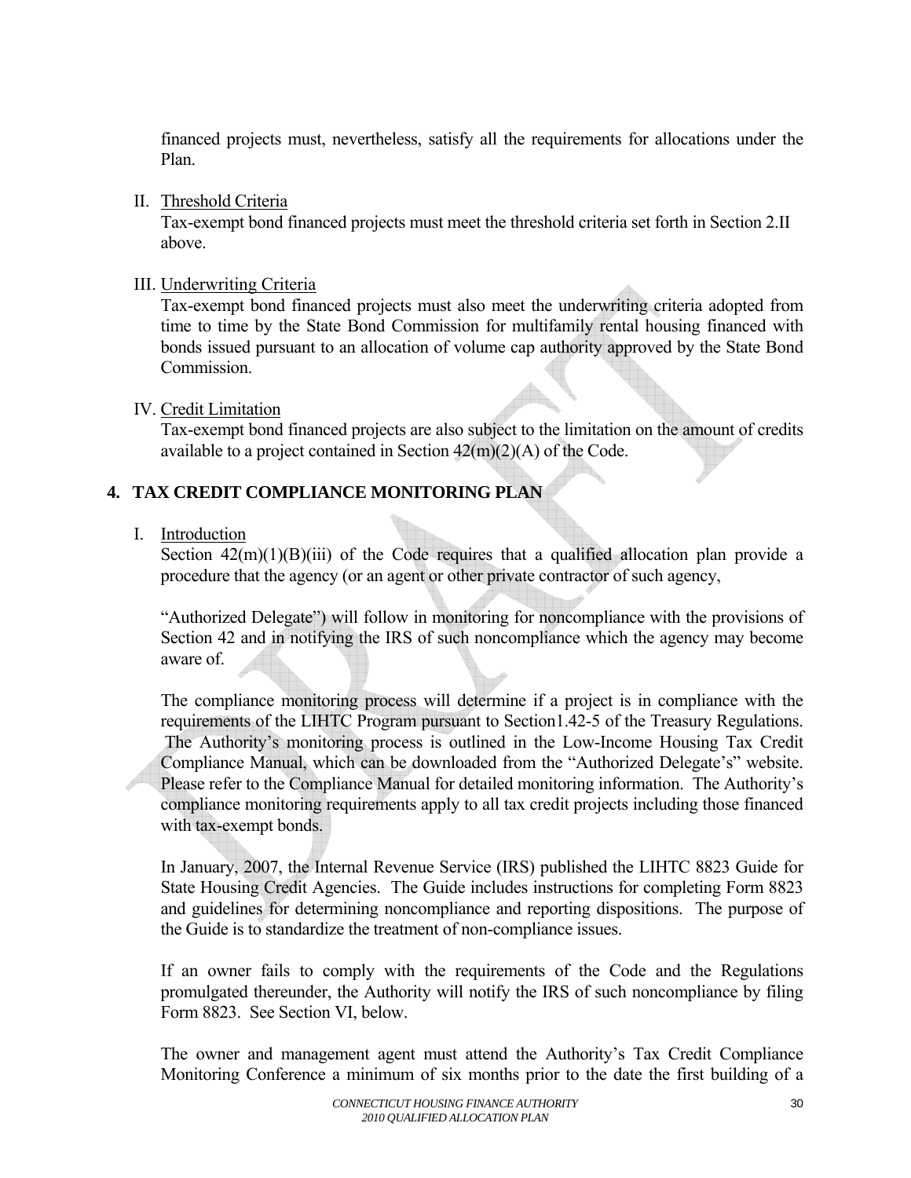financed projects must, nevertheless, satisfy all the requirements for allocations under the Plan.

II. Threshold Criteria

Tax-exempt bond financed projects must meet the threshold criteria set forth in Section 2.II above.

III. Underwriting Criteria

Tax-exempt bond financed projects must also meet the underwriting criteria adopted from time to time by the State Bond Commission for multifamily rental housing financed with bonds issued pursuant to an allocation of volume cap authority approved by the State Bond Commission.

IV. Credit Limitation

Tax-exempt bond financed projects are also subject to the limitation on the amount of credits available to a project contained in Section 42(m)(2)(A) of the Code.

## 4. TAX CREDIT COMPLIANCE MONITORING PLAN

I. Introduction

Section 42(m)(1)(B)(iii) of the Code requires that a qualified allocation plan provide a procedure that the agency (or an agent or other private contractor of such agency,

"Authorized Delegate") will follow in monitoring for noncompliance with the provisions of Section 42 and in notifying the IRS of such noncompliance which the agency may become aware of.

The compliance monitoring process will determine if a project is in compliance with the requirements of the LIHTC Program pursuant to Section1.42-5 of the Treasury Regulations. The Authority's monitoring process is outlined in the Low-Income Housing Tax Credit Compliance Manual, which can be downloaded from the "Authorized Delegate's" website. Please refer to the Compliance Manual for detailed monitoring information. The Authority's compliance monitoring requirements apply to all tax credit projects including those financed with tax-exempt bonds.

In January, 2007, the Internal Revenue Service (IRS) published the LIHTC 8823 Guide for State Housing Credit Agencies. The Guide includes instructions for completing Form 8823 and guidelines for determining noncompliance and reporting dispositions. The purpose of the Guide is to standardize the treatment of non-compliance issues.

If an owner fails to comply with the requirements of the Code and the Regulations promulgated thereunder, the Authority will notify the IRS of such noncompliance by filing Form 8823. See Section VI, below.

The owner and management agent must attend the Authority's Tax Credit Compliance Monitoring Conference a minimum of six months prior to the date the first building of a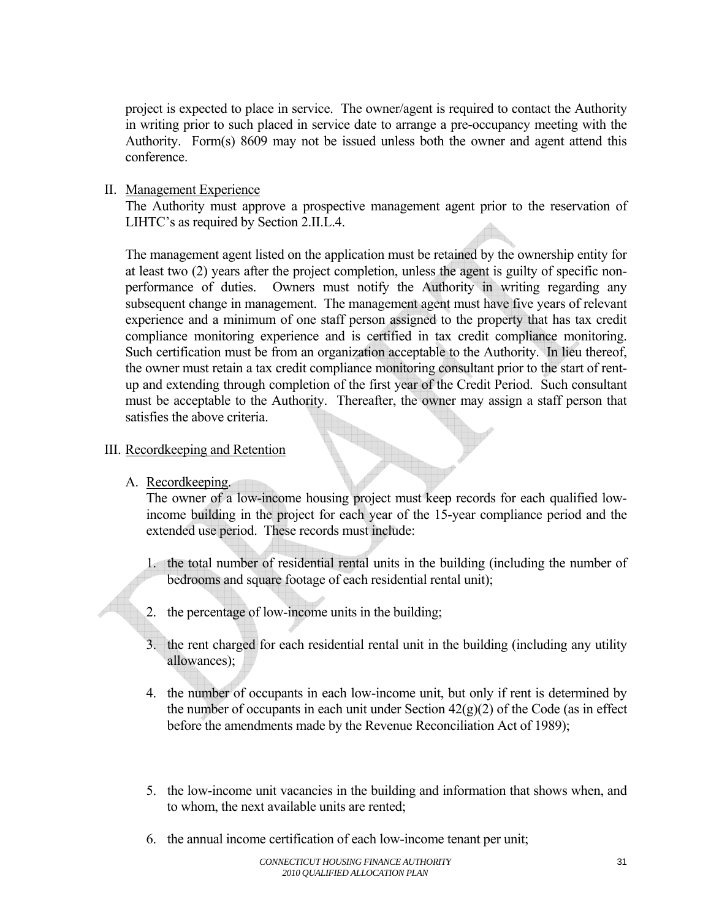project is expected to place in service. The owner/agent is required to contact the Authority in writing prior to such placed in service date to arrange a pre-occupancy meeting with the Authority. Form(s) 8609 may not be issued unless both the owner and agent attend this conference.

II. Management Experience

The Authority must approve a prospective management agent prior to the reservation of LIHTC's as required by Section 2.II.L.4.

The management agent listed on the application must be retained by the ownership entity for at least two (2) years after the project completion, unless the agent is guilty of specific non-performance of duties. Owners must notify the Authority in writing regarding any subsequent change in management. The management agent must have five years of relevant experience and a minimum of one staff person assigned to the property that has tax credit compliance monitoring experience and is certified in tax credit compliance monitoring. Such certification must be from an organization acceptable to the Authority. In lieu thereof, the owner must retain a tax credit compliance monitoring consultant prior to the start of rent-up and extending through completion of the first year of the Credit Period. Such consultant must be acceptable to the Authority. Thereafter, the owner may assign a staff person that satisfies the above criteria.

III. Recordkeeping and Retention

A. Recordkeeping.

The owner of a low-income housing project must keep records for each qualified low-income building in the project for each year of the 15-year compliance period and the extended use period. These records must include:

1. the total number of residential rental units in the building (including the number of bedrooms and square footage of each residential rental unit);

2. the percentage of low-income units in the building;

3. the rent charged for each residential rental unit in the building (including any utility allowances);

4. the number of occupants in each low-income unit, but only if rent is determined by the number of occupants in each unit under Section 42(g)(2) of the Code (as in effect before the amendments made by the Revenue Reconciliation Act of 1989);

5. the low-income unit vacancies in the building and information that shows when, and to whom, the next available units are rented;

6. the annual income certification of each low-income tenant per unit;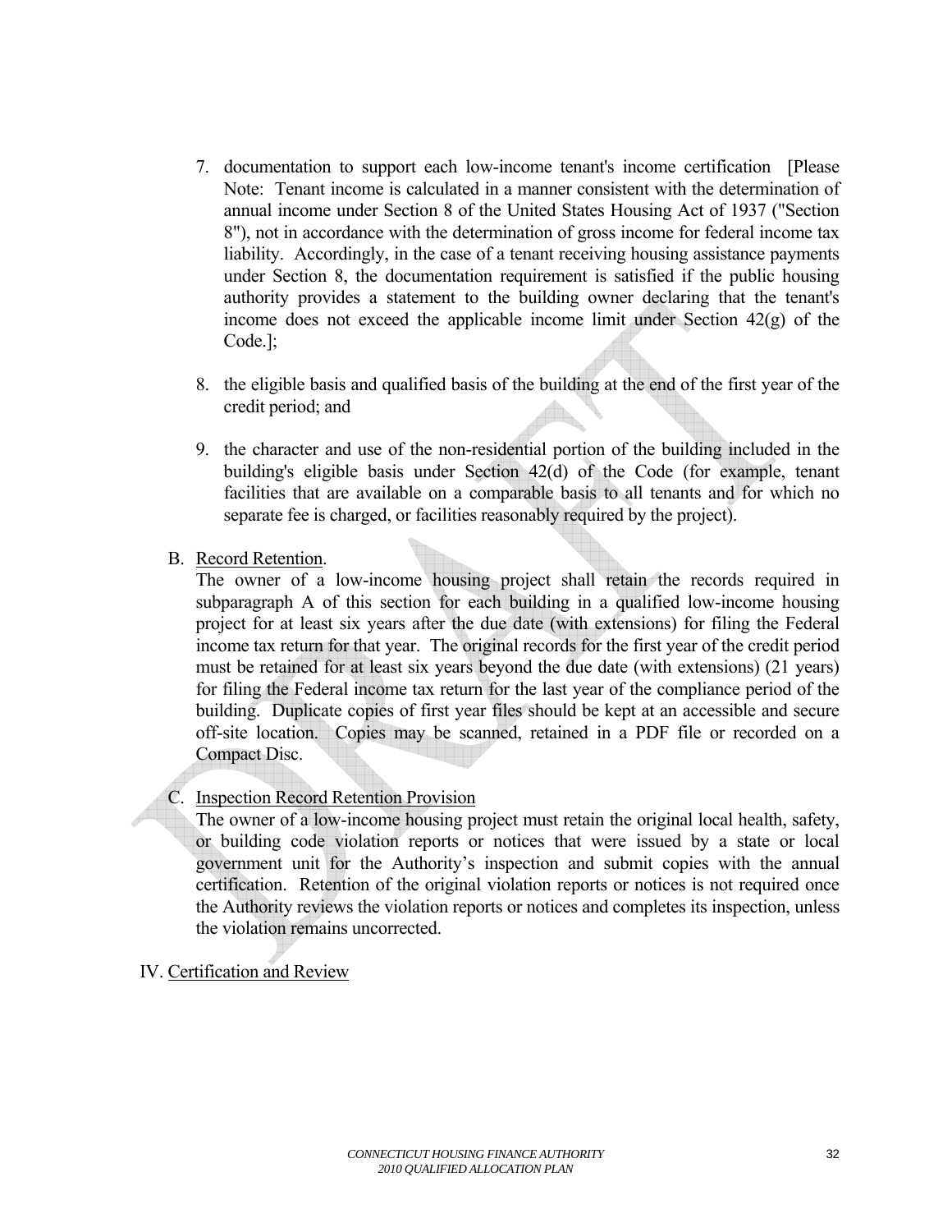7. documentation to support each low-income tenant's income certification [Please Note: Tenant income is calculated in a manner consistent with the determination of annual income under Section 8 of the United States Housing Act of 1937 ("Section 8"), not in accordance with the determination of gross income for federal income tax liability. Accordingly, in the case of a tenant receiving housing assistance payments under Section 8, the documentation requirement is satisfied if the public housing authority provides a statement to the building owner declaring that the tenant's income does not exceed the applicable income limit under Section 42(g) of the Code.];

8. the eligible basis and qualified basis of the building at the end of the first year of the credit period; and

9. the character and use of the non-residential portion of the building included in the building's eligible basis under Section 42(d) of the Code (for example, tenant facilities that are available on a comparable basis to all tenants and for which no separate fee is charged, or facilities reasonably required by the project).

B. Record Retention.

The owner of a low-income housing project shall retain the records required in subparagraph A of this section for each building in a qualified low-income housing project for at least six years after the due date (with extensions) for filing the Federal income tax return for that year. The original records for the first year of the credit period must be retained for at least six years beyond the due date (with extensions) (21 years) for filing the Federal income tax return for the last year of the compliance period of the building. Duplicate copies of first year files should be kept at an accessible and secure off-site location. Copies may be scanned, retained in a PDF file or recorded on a Compact Disc.

C. Inspection Record Retention Provision

The owner of a low-income housing project must retain the original local health, safety, or building code violation reports or notices that were issued by a state or local government unit for the Authority's inspection and submit copies with the annual certification. Retention of the original violation reports or notices is not required once the Authority reviews the violation reports or notices and completes its inspection, unless the violation remains uncorrected.

IV. Certification and Review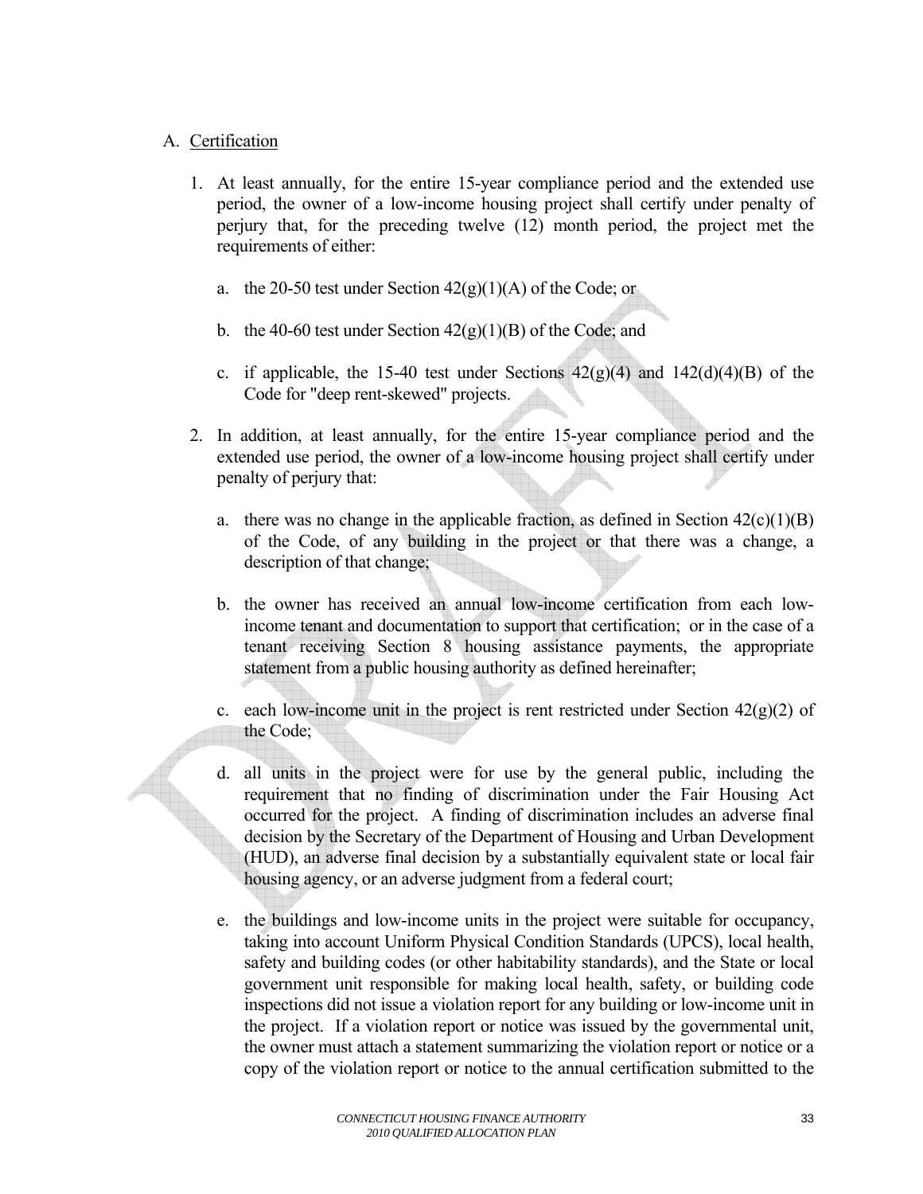A. Certification

1. At least annually, for the entire 15-year compliance period and the extended use period, the owner of a low-income housing project shall certify under penalty of perjury that, for the preceding twelve (12) month period, the project met the requirements of either:

   a. the 20-50 test under Section 42(g)(1)(A) of the Code; or

   b. the 40-60 test under Section 42(g)(1)(B) of the Code; and

   c. if applicable, the 15-40 test under Sections 42(g)(4) and 142(d)(4)(B) of the Code for "deep rent-skewed" projects.

2. In addition, at least annually, for the entire 15-year compliance period and the extended use period, the owner of a low-income housing project shall certify under penalty of perjury that:

   a. there was no change in the applicable fraction, as defined in Section 42(c)(1)(B) of the Code, of any building in the project or that there was a change, a description of that change;

   b. the owner has received an annual low-income certification from each low-income tenant and documentation to support that certification; or in the case of a tenant receiving Section 8 housing assistance payments, the appropriate statement from a public housing authority as defined hereinafter;

   c. each low-income unit in the project is rent restricted under Section 42(g)(2) of the Code;

   d. all units in the project were for use by the general public, including the requirement that no finding of discrimination under the Fair Housing Act occurred for the project. A finding of discrimination includes an adverse final decision by the Secretary of the Department of Housing and Urban Development (HUD), an adverse final decision by a substantially equivalent state or local fair housing agency, or an adverse judgment from a federal court;

   e. the buildings and low-income units in the project were suitable for occupancy, taking into account Uniform Physical Condition Standards (UPCS), local health, safety and building codes (or other habitability standards), and the State or local government unit responsible for making local health, safety, or building code inspections did not issue a violation report for any building or low-income unit in the project. If a violation report or notice was issued by the governmental unit, the owner must attach a statement summarizing the violation report or notice or a copy of the violation report or notice to the annual certification submitted to the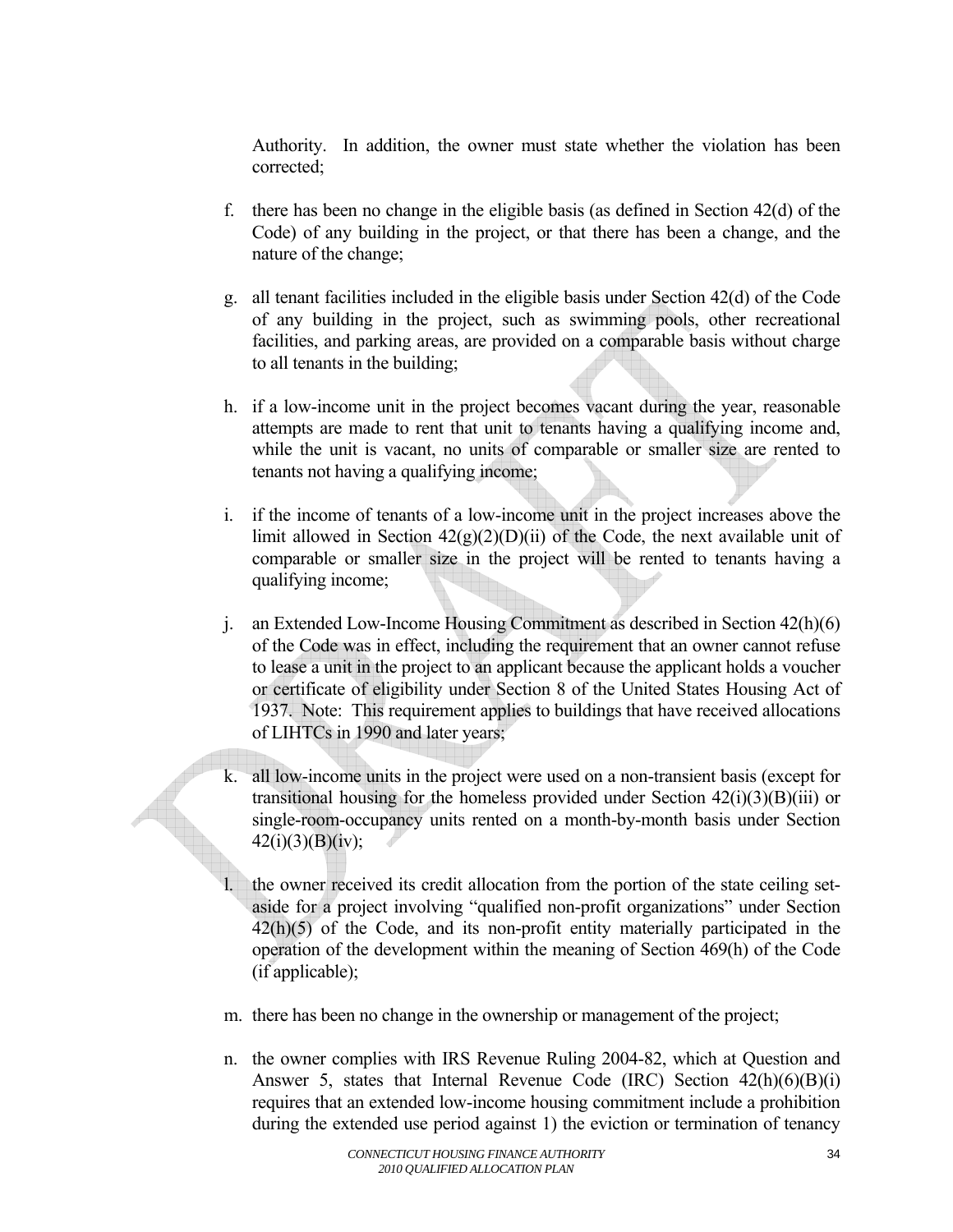Authority. In addition, the owner must state whether the violation has been corrected;

f. there has been no change in the eligible basis (as defined in Section 42(d) of the Code) of any building in the project, or that there has been a change, and the nature of the change;

g. all tenant facilities included in the eligible basis under Section 42(d) of the Code of any building in the project, such as swimming pools, other recreational facilities, and parking areas, are provided on a comparable basis without charge to all tenants in the building;

h. if a low-income unit in the project becomes vacant during the year, reasonable attempts are made to rent that unit to tenants having a qualifying income and, while the unit is vacant, no units of comparable or smaller size are rented to tenants not having a qualifying income;

i. if the income of tenants of a low-income unit in the project increases above the limit allowed in Section 42(g)(2)(D)(ii) of the Code, the next available unit of comparable or smaller size in the project will be rented to tenants having a qualifying income;

j. an Extended Low-Income Housing Commitment as described in Section 42(h)(6) of the Code was in effect, including the requirement that an owner cannot refuse to lease a unit in the project to an applicant because the applicant holds a voucher or certificate of eligibility under Section 8 of the United States Housing Act of 1937. Note: This requirement applies to buildings that have received allocations of LIHTCs in 1990 and later years;

k. all low-income units in the project were used on a non-transient basis (except for transitional housing for the homeless provided under Section 42(i)(3)(B)(iii) or single-room-occupancy units rented on a month-by-month basis under Section 42(i)(3)(B)(iv);

l. the owner received its credit allocation from the portion of the state ceiling set-aside for a project involving "qualified non-profit organizations" under Section 42(h)(5) of the Code, and its non-profit entity materially participated in the operation of the development within the meaning of Section 469(h) of the Code (if applicable);

m. there has been no change in the ownership or management of the project;

n. the owner complies with IRS Revenue Ruling 2004-82, which at Question and Answer 5, states that Internal Revenue Code (IRC) Section 42(h)(6)(B)(i) requires that an extended low-income housing commitment include a prohibition during the extended use period against 1) the eviction or termination of tenancy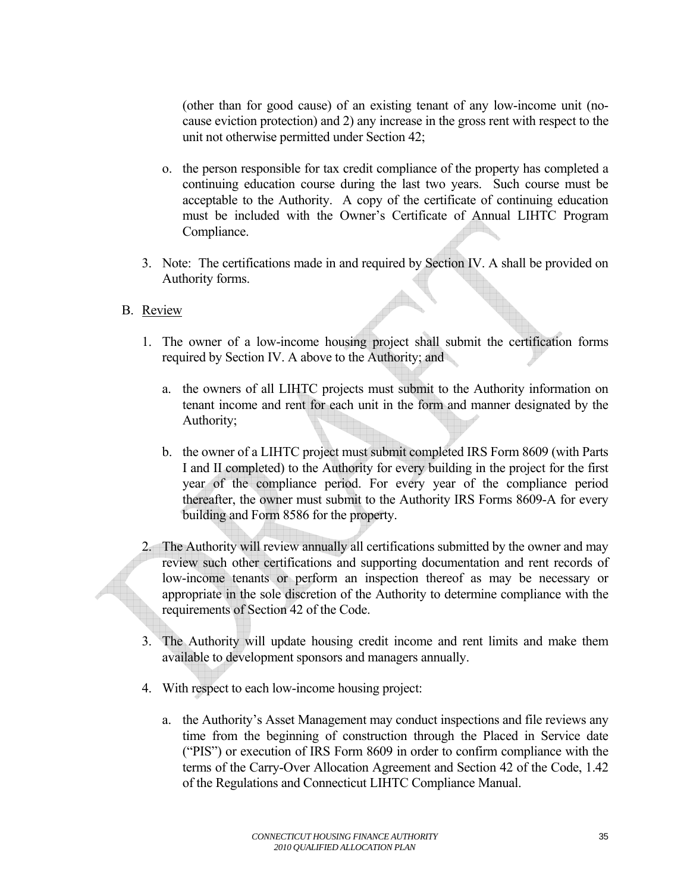(other than for good cause) of an existing tenant of any low-income unit (no-cause eviction protection) and 2) any increase in the gross rent with respect to the unit not otherwise permitted under Section 42;

   o. the person responsible for tax credit compliance of the property has completed a continuing education course during the last two years. Such course must be acceptable to the Authority. A copy of the certificate of continuing education must be included with the Owner's Certificate of Annual LIHTC Program Compliance.

3. Note: The certifications made in and required by Section IV. A shall be provided on Authority forms.

B. Review

1. The owner of a low-income housing project shall submit the certification forms required by Section IV. A above to the Authority; and

   a. the owners of all LIHTC projects must submit to the Authority information on tenant income and rent for each unit in the form and manner designated by the Authority;

   b. the owner of a LIHTC project must submit completed IRS Form 8609 (with Parts I and II completed) to the Authority for every building in the project for the first year of the compliance period. For every year of the compliance period thereafter, the owner must submit to the Authority IRS Forms 8609-A for every building and Form 8586 for the property.

2. The Authority will review annually all certifications submitted by the owner and may review such other certifications and supporting documentation and rent records of low-income tenants or perform an inspection thereof as may be necessary or appropriate in the sole discretion of the Authority to determine compliance with the requirements of Section 42 of the Code.

3. The Authority will update housing credit income and rent limits and make them available to development sponsors and managers annually.

4. With respect to each low-income housing project:

   a. the Authority's Asset Management may conduct inspections and file reviews any time from the beginning of construction through the Placed in Service date ("PIS") or execution of IRS Form 8609 in order to confirm compliance with the terms of the Carry-Over Allocation Agreement and Section 42 of the Code, 1.42 of the Regulations and Connecticut LIHTC Compliance Manual.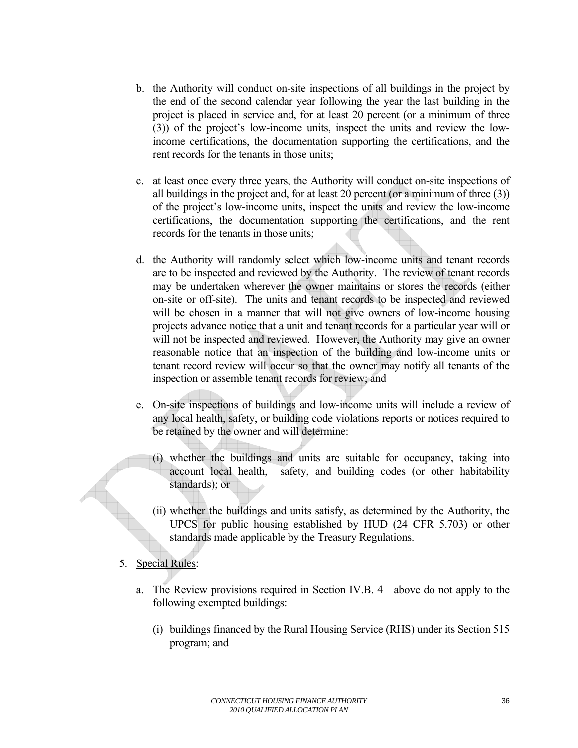b. the Authority will conduct on-site inspections of all buildings in the project by the end of the second calendar year following the year the last building in the project is placed in service and, for at least 20 percent (or a minimum of three (3)) of the project's low-income units, inspect the units and review the low-income certifications, the documentation supporting the certifications, and the rent records for the tenants in those units;

c. at least once every three years, the Authority will conduct on-site inspections of all buildings in the project and, for at least 20 percent (or a minimum of three (3)) of the project's low-income units, inspect the units and review the low-income certifications, the documentation supporting the certifications, and the rent records for the tenants in those units;

d. the Authority will randomly select which low-income units and tenant records are to be inspected and reviewed by the Authority. The review of tenant records may be undertaken wherever the owner maintains or stores the records (either on-site or off-site). The units and tenant records to be inspected and reviewed will be chosen in a manner that will not give owners of low-income housing projects advance notice that a unit and tenant records for a particular year will or will not be inspected and reviewed. However, the Authority may give an owner reasonable notice that an inspection of the building and low-income units or tenant record review will occur so that the owner may notify all tenants of the inspection or assemble tenant records for review; and

e. On-site inspections of buildings and low-income units will include a review of any local health, safety, or building code violations reports or notices required to be retained by the owner and will determine:

   (i) whether the buildings and units are suitable for occupancy, taking into account local health, safety, and building codes (or other habitability standards); or

   (ii) whether the buildings and units satisfy, as determined by the Authority, the UPCS for public housing established by HUD (24 CFR 5.703) or other standards made applicable by the Treasury Regulations.

5. Special Rules:

   a. The Review provisions required in Section IV.B. 4 above do not apply to the following exempted buildings:

      (i) buildings financed by the Rural Housing Service (RHS) under its Section 515 program; and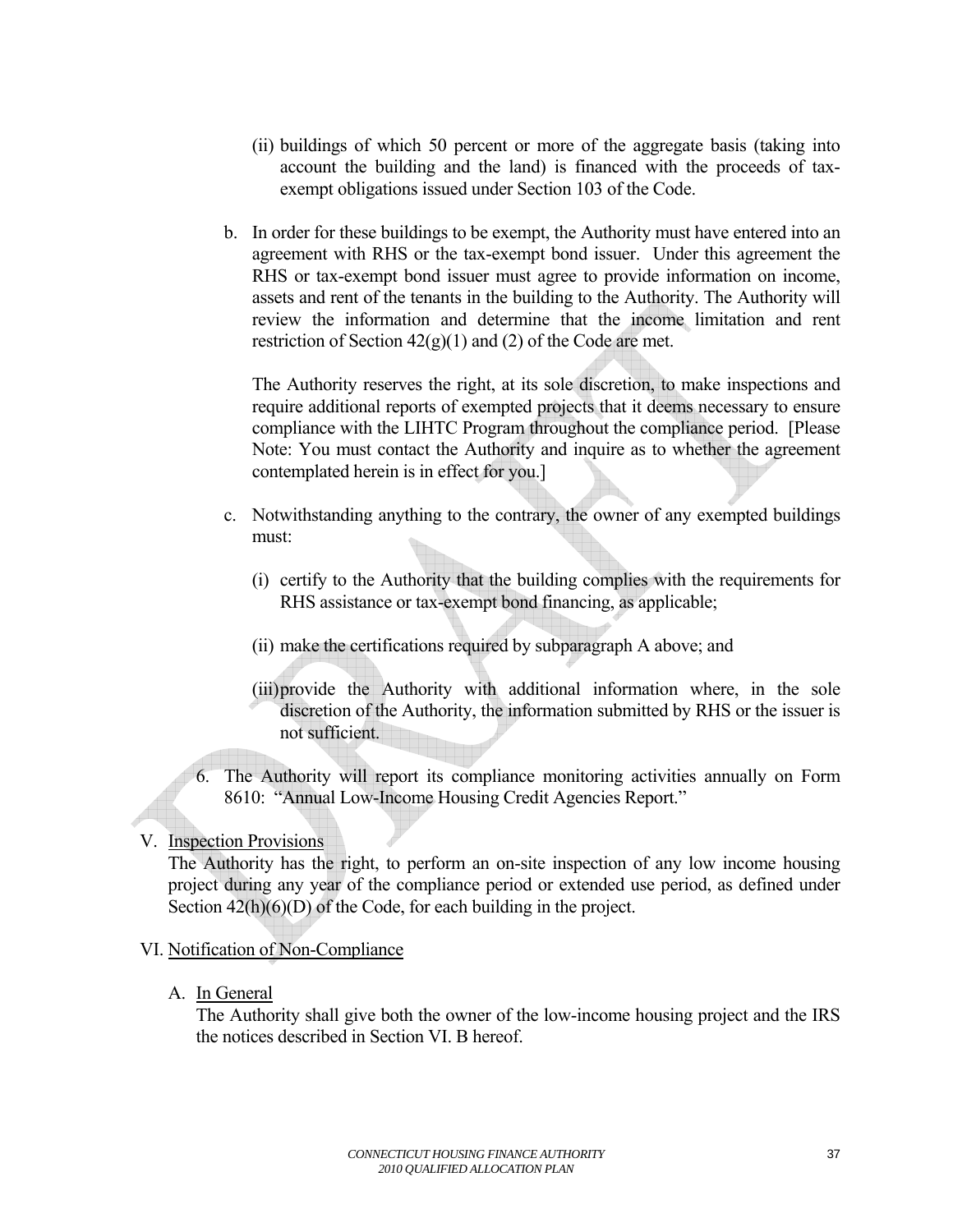(ii) buildings of which 50 percent or more of the aggregate basis (taking into account the building and the land) is financed with the proceeds of tax-exempt obligations issued under Section 103 of the Code.

b. In order for these buildings to be exempt, the Authority must have entered into an agreement with RHS or the tax-exempt bond issuer. Under this agreement the RHS or tax-exempt bond issuer must agree to provide information on income, assets and rent of the tenants in the building to the Authority. The Authority will review the information and determine that the income limitation and rent restriction of Section 42(g)(1) and (2) of the Code are met.

The Authority reserves the right, at its sole discretion, to make inspections and require additional reports of exempted projects that it deems necessary to ensure compliance with the LIHTC Program throughout the compliance period. [Please Note: You must contact the Authority and inquire as to whether the agreement contemplated herein is in effect for you.]

c. Notwithstanding anything to the contrary, the owner of any exempted buildings must:

(i) certify to the Authority that the building complies with the requirements for RHS assistance or tax-exempt bond financing, as applicable;

(ii) make the certifications required by subparagraph A above; and

(iii) provide the Authority with additional information where, in the sole discretion of the Authority, the information submitted by RHS or the issuer is not sufficient.

6. The Authority will report its compliance monitoring activities annually on Form 8610: "Annual Low-Income Housing Credit Agencies Report."

V. <u>Inspection Provisions</u>

The Authority has the right, to perform an on-site inspection of any low income housing project during any year of the compliance period or extended use period, as defined under Section 42(h)(6)(D) of the Code, for each building in the project.

VI. <u>Notification of Non-Compliance</u>

A. <u>In General</u>

The Authority shall give both the owner of the low-income housing project and the IRS the notices described in Section VI. B hereof.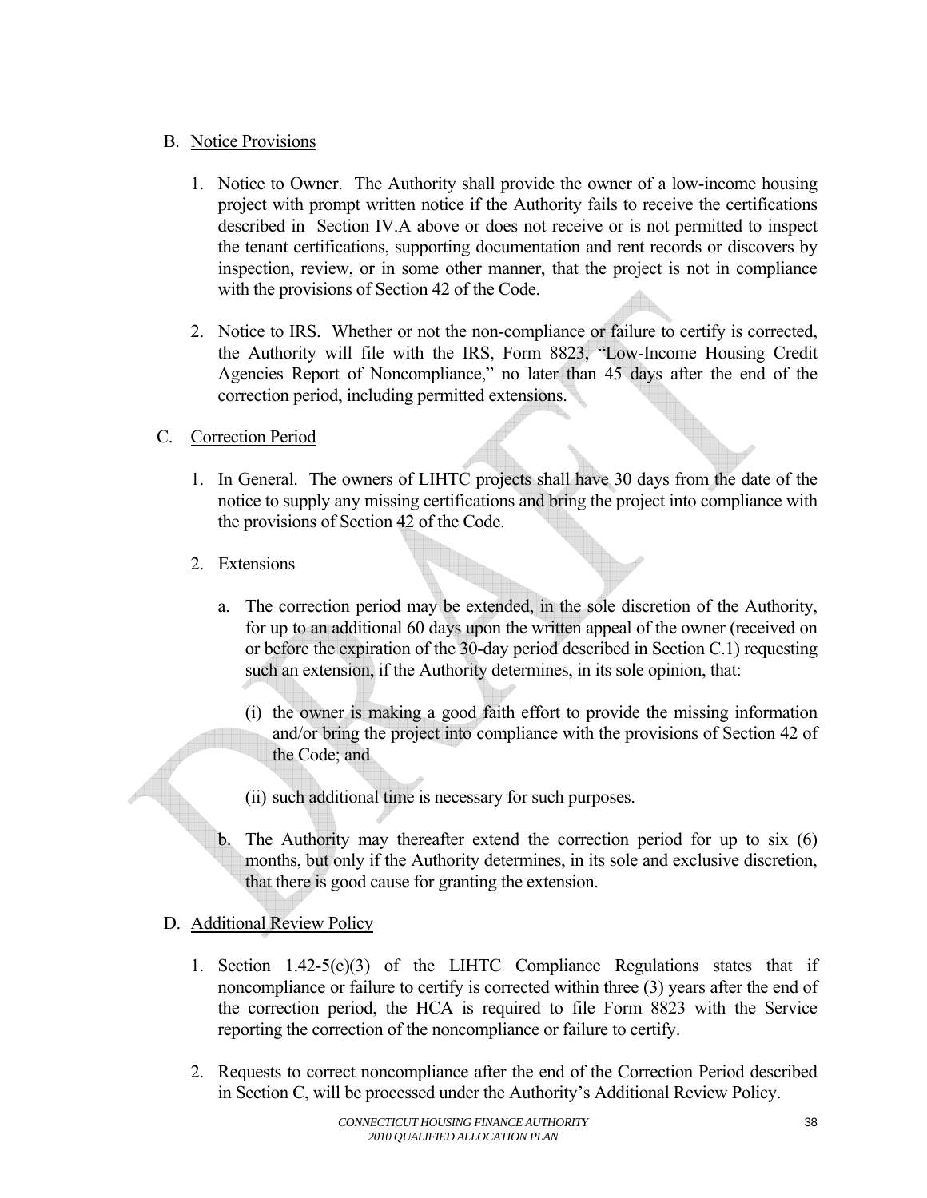B. <u>Notice Provisions</u>

1. Notice to Owner. The Authority shall provide the owner of a low-income housing project with prompt written notice if the Authority fails to receive the certifications described in Section IV.A above or does not receive or is not permitted to inspect the tenant certifications, supporting documentation and rent records or discovers by inspection, review, or in some other manner, that the project is not in compliance with the provisions of Section 42 of the Code.

2. Notice to IRS. Whether or not the non-compliance or failure to certify is corrected, the Authority will file with the IRS, Form 8823, "Low-Income Housing Credit Agencies Report of Noncompliance," no later than 45 days after the end of the correction period, including permitted extensions.

C. <u>Correction Period</u>

1. In General. The owners of LIHTC projects shall have 30 days from the date of the notice to supply any missing certifications and bring the project into compliance with the provisions of Section 42 of the Code.

2. Extensions

   a. The correction period may be extended, in the sole discretion of the Authority, for up to an additional 60 days upon the written appeal of the owner (received on or before the expiration of the 30-day period described in Section C.1) requesting such an extension, if the Authority determines, in its sole opinion, that:

      (i) the owner is making a good faith effort to provide the missing information and/or bring the project into compliance with the provisions of Section 42 of the Code; and

      (ii) such additional time is necessary for such purposes.

   b. The Authority may thereafter extend the correction period for up to six (6) months, but only if the Authority determines, in its sole and exclusive discretion, that there is good cause for granting the extension.

D. <u>Additional Review Policy</u>

1. Section 1.42-5(e)(3) of the LIHTC Compliance Regulations states that if noncompliance or failure to certify is corrected within three (3) years after the end of the correction period, the HCA is required to file Form 8823 with the Service reporting the correction of the noncompliance or failure to certify.

2. Requests to correct noncompliance after the end of the Correction Period described in Section C, will be processed under the Authority's Additional Review Policy.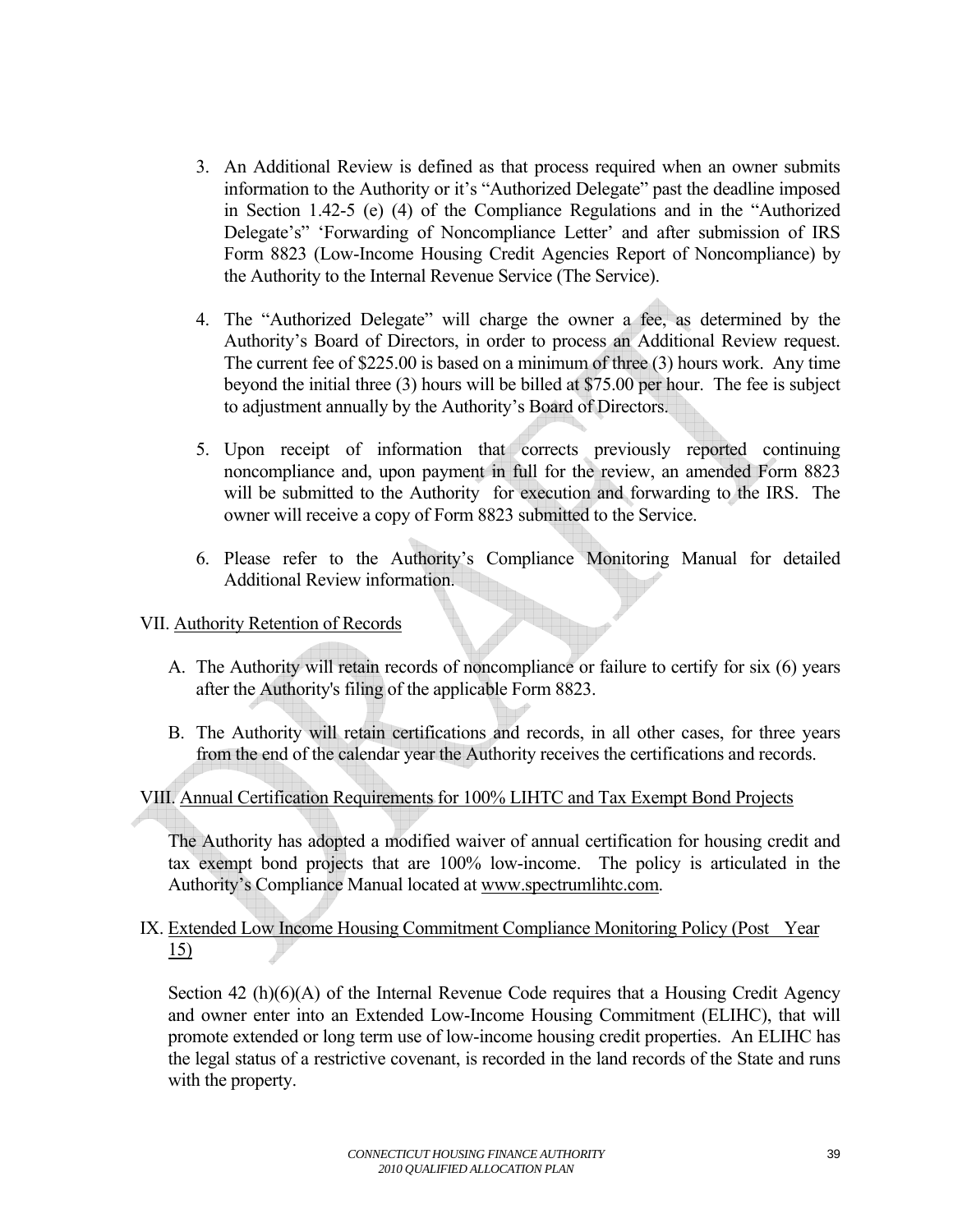3. An Additional Review is defined as that process required when an owner submits information to the Authority or it's "Authorized Delegate" past the deadline imposed in Section 1.42-5 (e) (4) of the Compliance Regulations and in the "Authorized Delegate's" 'Forwarding of Noncompliance Letter' and after submission of IRS Form 8823 (Low-Income Housing Credit Agencies Report of Noncompliance) by the Authority to the Internal Revenue Service (The Service).

4. The "Authorized Delegate" will charge the owner a fee, as determined by the Authority's Board of Directors, in order to process an Additional Review request. The current fee of $225.00 is based on a minimum of three (3) hours work. Any time beyond the initial three (3) hours will be billed at $75.00 per hour. The fee is subject to adjustment annually by the Authority's Board of Directors.

5. Upon receipt of information that corrects previously reported continuing noncompliance and, upon payment in full for the review, an amended Form 8823 will be submitted to the Authority for execution and forwarding to the IRS. The owner will receive a copy of Form 8823 submitted to the Service.

6. Please refer to the Authority's Compliance Monitoring Manual for detailed Additional Review information.

VII. Authority Retention of Records

A. The Authority will retain records of noncompliance or failure to certify for six (6) years after the Authority's filing of the applicable Form 8823.

B. The Authority will retain certifications and records, in all other cases, for three years from the end of the calendar year the Authority receives the certifications and records.

VIII. Annual Certification Requirements for 100% LIHTC and Tax Exempt Bond Projects

The Authority has adopted a modified waiver of annual certification for housing credit and tax exempt bond projects that are 100% low-income. The policy is articulated in the Authority's Compliance Manual located at www.spectrumlihtc.com.

IX. Extended Low Income Housing Commitment Compliance Monitoring Policy (Post Year 15)

Section 42 (h)(6)(A) of the Internal Revenue Code requires that a Housing Credit Agency and owner enter into an Extended Low-Income Housing Commitment (ELIHC), that will promote extended or long term use of low-income housing credit properties. An ELIHC has the legal status of a restrictive covenant, is recorded in the land records of the State and runs with the property.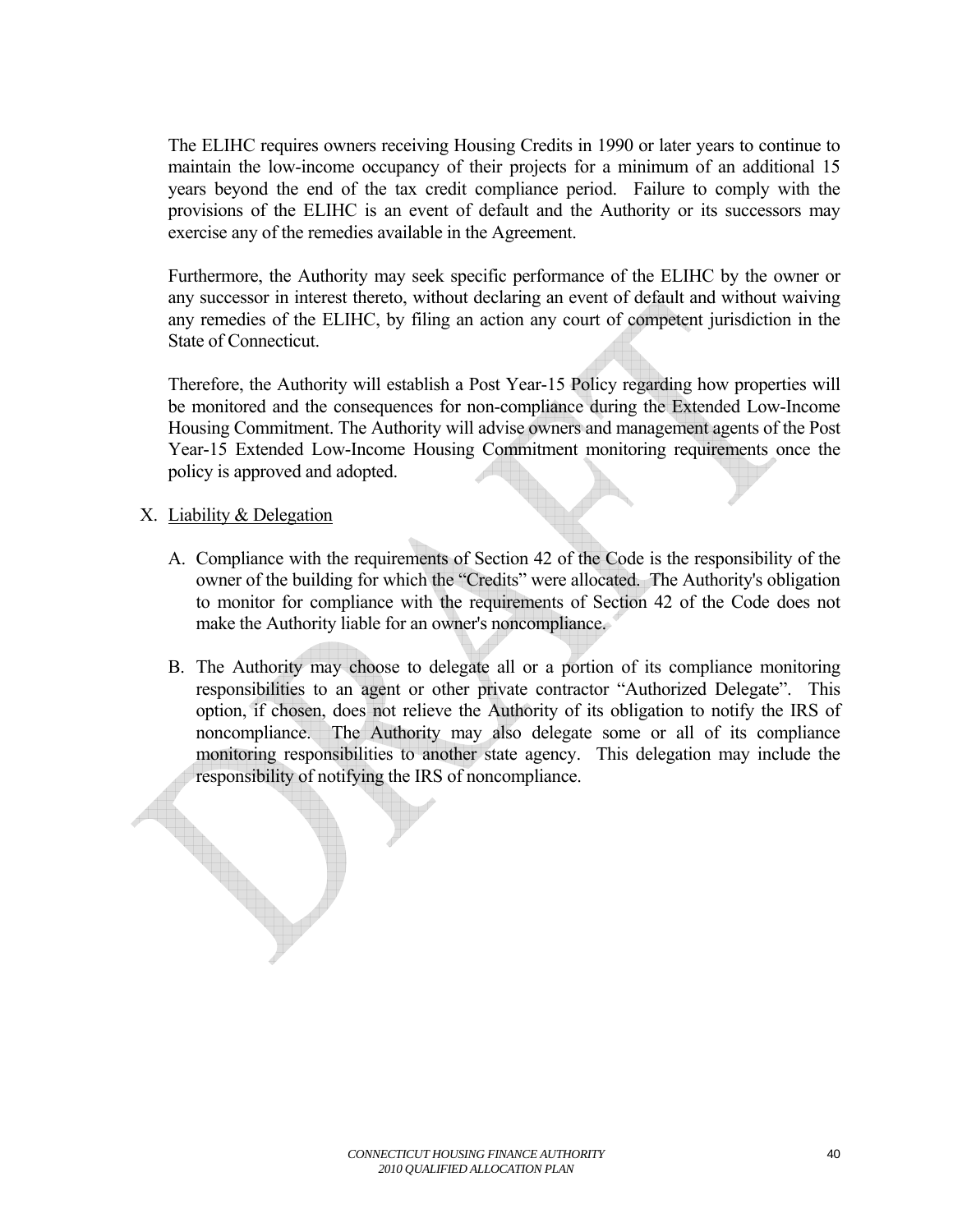The ELIHC requires owners receiving Housing Credits in 1990 or later years to continue to maintain the low-income occupancy of their projects for a minimum of an additional 15 years beyond the end of the tax credit compliance period. Failure to comply with the provisions of the ELIHC is an event of default and the Authority or its successors may exercise any of the remedies available in the Agreement.

Furthermore, the Authority may seek specific performance of the ELIHC by the owner or any successor in interest thereto, without declaring an event of default and without waiving any remedies of the ELIHC, by filing an action any court of competent jurisdiction in the State of Connecticut.

Therefore, the Authority will establish a Post Year-15 Policy regarding how properties will be monitored and the consequences for non-compliance during the Extended Low-Income Housing Commitment. The Authority will advise owners and management agents of the Post Year-15 Extended Low-Income Housing Commitment monitoring requirements once the policy is approved and adopted.

X. Liability & Delegation

A. Compliance with the requirements of Section 42 of the Code is the responsibility of the owner of the building for which the "Credits" were allocated. The Authority's obligation to monitor for compliance with the requirements of Section 42 of the Code does not make the Authority liable for an owner's noncompliance.

B. The Authority may choose to delegate all or a portion of its compliance monitoring responsibilities to an agent or other private contractor "Authorized Delegate". This option, if chosen, does not relieve the Authority of its obligation to notify the IRS of noncompliance. The Authority may also delegate some or all of its compliance monitoring responsibilities to another state agency. This delegation may include the responsibility of notifying the IRS of noncompliance.